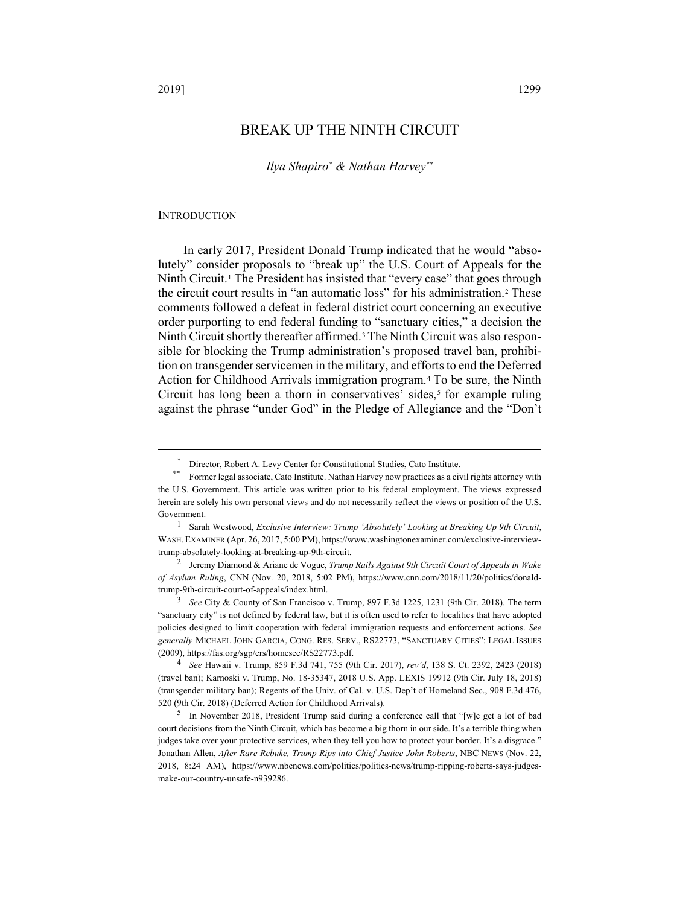# BREAK UP THE NINTH CIRCUIT

*Ilya Shapiro*[*] *& Nathan Harvey*[**]

## INTRODUCTION

In early 2017, President Donald Trump indicated that he would "absolutely" consider proposals to "break up" the U.S. Court of Appeals for the Ninth Circuit.[1] The President has insisted that "every case" that goes through the circuit court results in "an automatic loss" for his administration.[2] These comments followed a defeat in federal district court concerning an executive order purporting to end federal funding to "sanctuary cities," a decision the Ninth Circuit shortly thereafter affirmed.[3] The Ninth Circuit was also responsible for blocking the Trump administration's proposed travel ban, prohibition on transgender servicemen in the military, and efforts to end the Deferred Action for Childhood Arrivals immigration program.[4] To be sure, the Ninth Circuit has long been a thorn in conservatives' sides,[5] for example ruling against the phrase "under God" in the Pledge of Allegiance and the "Don't

---

[*] Director, Robert A. Levy Center for Constitutional Studies, Cato Institute.

[**] Former legal associate, Cato Institute. Nathan Harvey now practices as a civil rights attorney with the U.S. Government. This article was written prior to his federal employment. The views expressed herein are solely his own personal views and do not necessarily reflect the views or position of the U.S. Government.

[1] Sarah Westwood, *Exclusive Interview: Trump 'Absolutely' Looking at Breaking Up 9th Circuit*, WASH. EXAMINER (Apr. 26, 2017, 5:00 PM), https://www.washingtonexaminer.com/exclusive-interview-trump-absolutely-looking-at-breaking-up-9th-circuit.

[2] Jeremy Diamond & Ariane de Vogue, *Trump Rails Against 9th Circuit Court of Appeals in Wake of Asylum Ruling*, CNN (Nov. 20, 2018, 5:02 PM), https://www.cnn.com/2018/11/20/politics/donald-trump-9th-circuit-court-of-appeals/index.html.

[3] *See* City & County of San Francisco v. Trump, 897 F.3d 1225, 1231 (9th Cir. 2018). The term "sanctuary city" is not defined by federal law, but it is often used to refer to localities that have adopted policies designed to limit cooperation with federal immigration requests and enforcement actions. *See generally* MICHAEL JOHN GARCIA, CONG. RES. SERV., RS22773, "SANCTUARY CITIES": LEGAL ISSUES (2009), https://fas.org/sgp/crs/homesec/RS22773.pdf.

[4] *See* Hawaii v. Trump, 859 F.3d 741, 755 (9th Cir. 2017), *rev'd*, 138 S. Ct. 2392, 2423 (2018) (travel ban); Karnoski v. Trump, No. 18-35347, 2018 U.S. App. LEXIS 19912 (9th Cir. July 18, 2018) (transgender military ban); Regents of the Univ. of Cal. v. U.S. Dep't of Homeland Sec., 908 F.3d 476, 520 (9th Cir. 2018) (Deferred Action for Childhood Arrivals).

[5] In November 2018, President Trump said during a conference call that "[w]e get a lot of bad court decisions from the Ninth Circuit, which has become a big thorn in our side. It's a terrible thing when judges take over your protective services, when they tell you how to protect your border. It's a disgrace." Jonathan Allen, *After Rare Rebuke, Trump Rips into Chief Justice John Roberts*, NBC NEWS (Nov. 22, 2018, 8:24 AM), https://www.nbcnews.com/politics/politics-news/trump-ripping-roberts-says-judges-make-our-country-unsafe-n939286.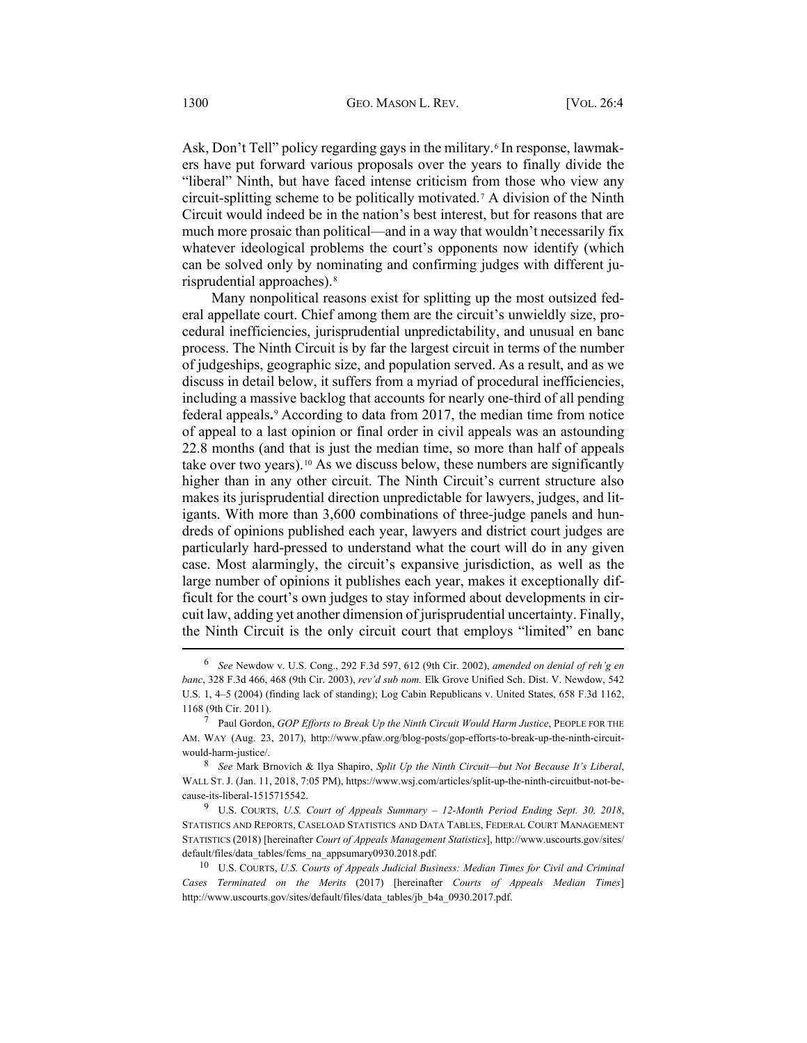Ask, Don't Tell" policy regarding gays in the military.[6] In response, lawmakers have put forward various proposals over the years to finally divide the "liberal" Ninth, but have faced intense criticism from those who view any circuit-splitting scheme to be politically motivated.[7] A division of the Ninth Circuit would indeed be in the nation's best interest, but for reasons that are much more prosaic than political—and in a way that wouldn't necessarily fix whatever ideological problems the court's opponents now identify (which can be solved only by nominating and confirming judges with different jurisprudential approaches).[8]

Many nonpolitical reasons exist for splitting up the most outsized federal appellate court. Chief among them are the circuit's unwieldy size, procedural inefficiencies, jurisprudential unpredictability, and unusual en banc process. The Ninth Circuit is by far the largest circuit in terms of the number of judgeships, geographic size, and population served. As a result, and as we discuss in detail below, it suffers from a myriad of procedural inefficiencies, including a massive backlog that accounts for nearly one-third of all pending federal appeals**.**[9] According to data from 2017, the median time from notice of appeal to a last opinion or final order in civil appeals was an astounding 22.8 months (and that is just the median time, so more than half of appeals take over two years).[10] As we discuss below, these numbers are significantly higher than in any other circuit. The Ninth Circuit's current structure also makes its jurisprudential direction unpredictable for lawyers, judges, and litigants. With more than 3,600 combinations of three-judge panels and hundreds of opinions published each year, lawyers and district court judges are particularly hard-pressed to understand what the court will do in any given case. Most alarmingly, the circuit's expansive jurisdiction, as well as the large number of opinions it publishes each year, makes it exceptionally difficult for the court's own judges to stay informed about developments in circuit law, adding yet another dimension of jurisprudential uncertainty. Finally, the Ninth Circuit is the only circuit court that employs "limited" en banc

---

6 *See* Newdow v. U.S. Cong., 292 F.3d 597, 612 (9th Cir. 2002), *amended on denial of reh'g en banc*, 328 F.3d 466, 468 (9th Cir. 2003), *rev'd sub nom.* Elk Grove Unified Sch. Dist. V. Newdow, 542 U.S. 1, 4–5 (2004) (finding lack of standing); Log Cabin Republicans v. United States, 658 F.3d 1162, 1168 (9th Cir. 2011).

7 Paul Gordon, *GOP Efforts to Break Up the Ninth Circuit Would Harm Justice*, PEOPLE FOR THE AM. WAY (Aug. 23, 2017), http://www.pfaw.org/blog-posts/gop-efforts-to-break-up-the-ninth-circuit-would-harm-justice/.

8 *See* Mark Brnovich & Ilya Shapiro, *Split Up the Ninth Circuit—but Not Because It's Liberal*, WALL ST. J. (Jan. 11, 2018, 7:05 PM), https://www.wsj.com/articles/split-up-the-ninth-circuitbut-not-because-its-liberal-1515715542.

9 U.S. COURTS, *U.S. Court of Appeals Summary – 12-Month Period Ending Sept. 30, 2018*, STATISTICS AND REPORTS, CASELOAD STATISTICS AND DATA TABLES, FEDERAL COURT MANAGEMENT STATISTICS (2018) [hereinafter *Court of Appeals Management Statistics*], http://www.uscourts.gov/sites/default/files/data_tables/fcms_na_appsumary0930.2018.pdf.

10 U.S. COURTS, *U.S. Courts of Appeals Judicial Business: Median Times for Civil and Criminal Cases Terminated on the Merits* (2017) [hereinafter *Courts of Appeals Median Times*] http://www.uscourts.gov/sites/default/files/data_tables/jb_b4a_0930.2017.pdf.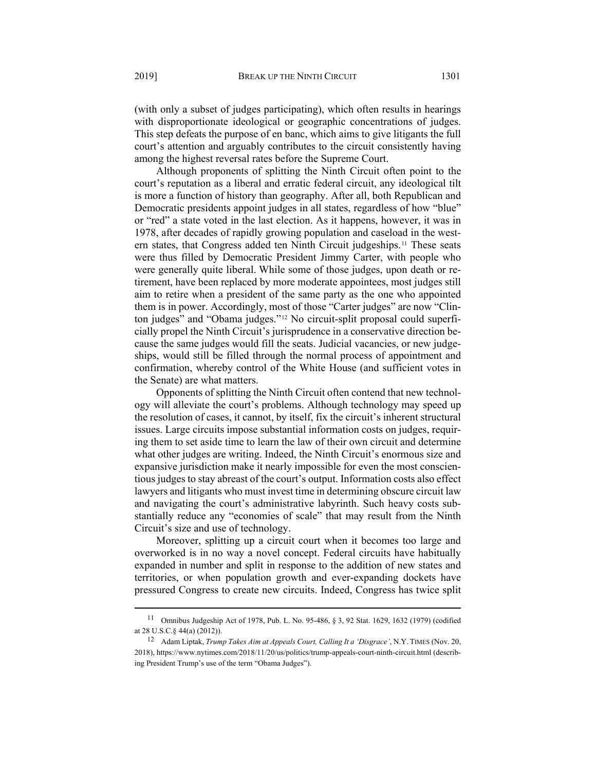(with only a subset of judges participating), which often results in hearings with disproportionate ideological or geographic concentrations of judges. This step defeats the purpose of en banc, which aims to give litigants the full court's attention and arguably contributes to the circuit consistently having among the highest reversal rates before the Supreme Court.

Although proponents of splitting the Ninth Circuit often point to the court's reputation as a liberal and erratic federal circuit, any ideological tilt is more a function of history than geography. After all, both Republican and Democratic presidents appoint judges in all states, regardless of how "blue" or "red" a state voted in the last election. As it happens, however, it was in 1978, after decades of rapidly growing population and caseload in the western states, that Congress added ten Ninth Circuit judgeships.[11] These seats were thus filled by Democratic President Jimmy Carter, with people who were generally quite liberal. While some of those judges, upon death or retirement, have been replaced by more moderate appointees, most judges still aim to retire when a president of the same party as the one who appointed them is in power. Accordingly, most of those "Carter judges" are now "Clinton judges" and "Obama judges."[12] No circuit-split proposal could superficially propel the Ninth Circuit's jurisprudence in a conservative direction because the same judges would fill the seats. Judicial vacancies, or new judgeships, would still be filled through the normal process of appointment and confirmation, whereby control of the White House (and sufficient votes in the Senate) are what matters.

Opponents of splitting the Ninth Circuit often contend that new technology will alleviate the court's problems. Although technology may speed up the resolution of cases, it cannot, by itself, fix the circuit's inherent structural issues. Large circuits impose substantial information costs on judges, requiring them to set aside time to learn the law of their own circuit and determine what other judges are writing. Indeed, the Ninth Circuit's enormous size and expansive jurisdiction make it nearly impossible for even the most conscientious judges to stay abreast of the court's output. Information costs also effect lawyers and litigants who must invest time in determining obscure circuit law and navigating the court's administrative labyrinth. Such heavy costs substantially reduce any "economies of scale" that may result from the Ninth Circuit's size and use of technology.

Moreover, splitting up a circuit court when it becomes too large and overworked is in no way a novel concept. Federal circuits have habitually expanded in number and split in response to the addition of new states and territories, or when population growth and ever-expanding dockets have pressured Congress to create new circuits. Indeed, Congress has twice split

[11] Omnibus Judgeship Act of 1978, Pub. L. No. 95-486, § 3, 92 Stat. 1629, 1632 (1979) (codified at 28 U.S.C.§ 44(a) (2012)).

[12] Adam Liptak, *Trump Takes Aim at Appeals Court, Calling It a 'Disgrace'*, N.Y. TIMES (Nov. 20, 2018), https://www.nytimes.com/2018/11/20/us/politics/trump-appeals-court-ninth-circuit.html (describing President Trump's use of the term "Obama Judges").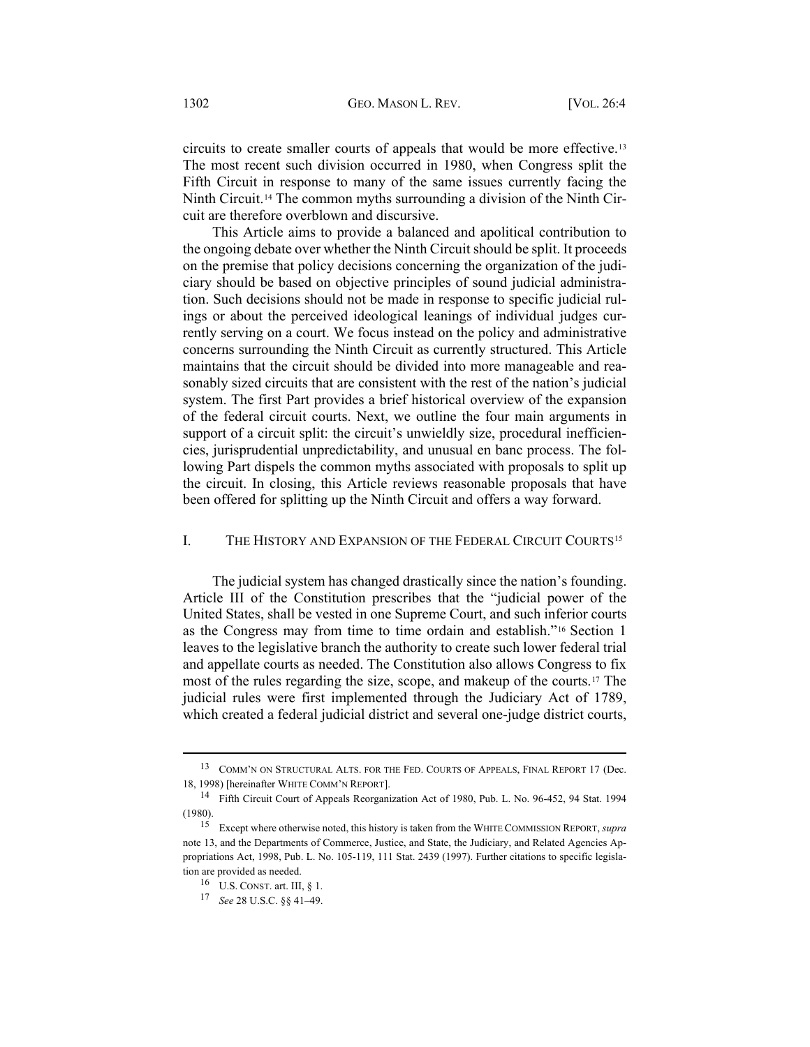circuits to create smaller courts of appeals that would be more effective.[13] The most recent such division occurred in 1980, when Congress split the Fifth Circuit in response to many of the same issues currently facing the Ninth Circuit.[14] The common myths surrounding a division of the Ninth Circuit are therefore overblown and discursive.

This Article aims to provide a balanced and apolitical contribution to the ongoing debate over whether the Ninth Circuit should be split. It proceeds on the premise that policy decisions concerning the organization of the judiciary should be based on objective principles of sound judicial administration. Such decisions should not be made in response to specific judicial rulings or about the perceived ideological leanings of individual judges currently serving on a court. We focus instead on the policy and administrative concerns surrounding the Ninth Circuit as currently structured. This Article maintains that the circuit should be divided into more manageable and reasonably sized circuits that are consistent with the rest of the nation's judicial system. The first Part provides a brief historical overview of the expansion of the federal circuit courts. Next, we outline the four main arguments in support of a circuit split: the circuit's unwieldy size, procedural inefficiencies, jurisprudential unpredictability, and unusual en banc process. The following Part dispels the common myths associated with proposals to split up the circuit. In closing, this Article reviews reasonable proposals that have been offered for splitting up the Ninth Circuit and offers a way forward.

## I. THE HISTORY AND EXPANSION OF THE FEDERAL CIRCUIT COURTS[15]

The judicial system has changed drastically since the nation's founding. Article III of the Constitution prescribes that the "judicial power of the United States, shall be vested in one Supreme Court, and such inferior courts as the Congress may from time to time ordain and establish."[16] Section 1 leaves to the legislative branch the authority to create such lower federal trial and appellate courts as needed. The Constitution also allows Congress to fix most of the rules regarding the size, scope, and makeup of the courts.[17] The judicial rules were first implemented through the Judiciary Act of 1789, which created a federal judicial district and several one-judge district courts,

---

[13] COMM'N ON STRUCTURAL ALTS. FOR THE FED. COURTS OF APPEALS, FINAL REPORT 17 (Dec. 18, 1998) [hereinafter WHITE COMM'N REPORT].

[14] Fifth Circuit Court of Appeals Reorganization Act of 1980, Pub. L. No. 96-452, 94 Stat. 1994 (1980).

[15] Except where otherwise noted, this history is taken from the WHITE COMMISSION REPORT, *supra* note 13, and the Departments of Commerce, Justice, and State, the Judiciary, and Related Agencies Appropriations Act, 1998, Pub. L. No. 105-119, 111 Stat. 2439 (1997). Further citations to specific legislation are provided as needed.

[16] U.S. CONST. art. III, § 1.

[17] *See* 28 U.S.C. §§ 41–49.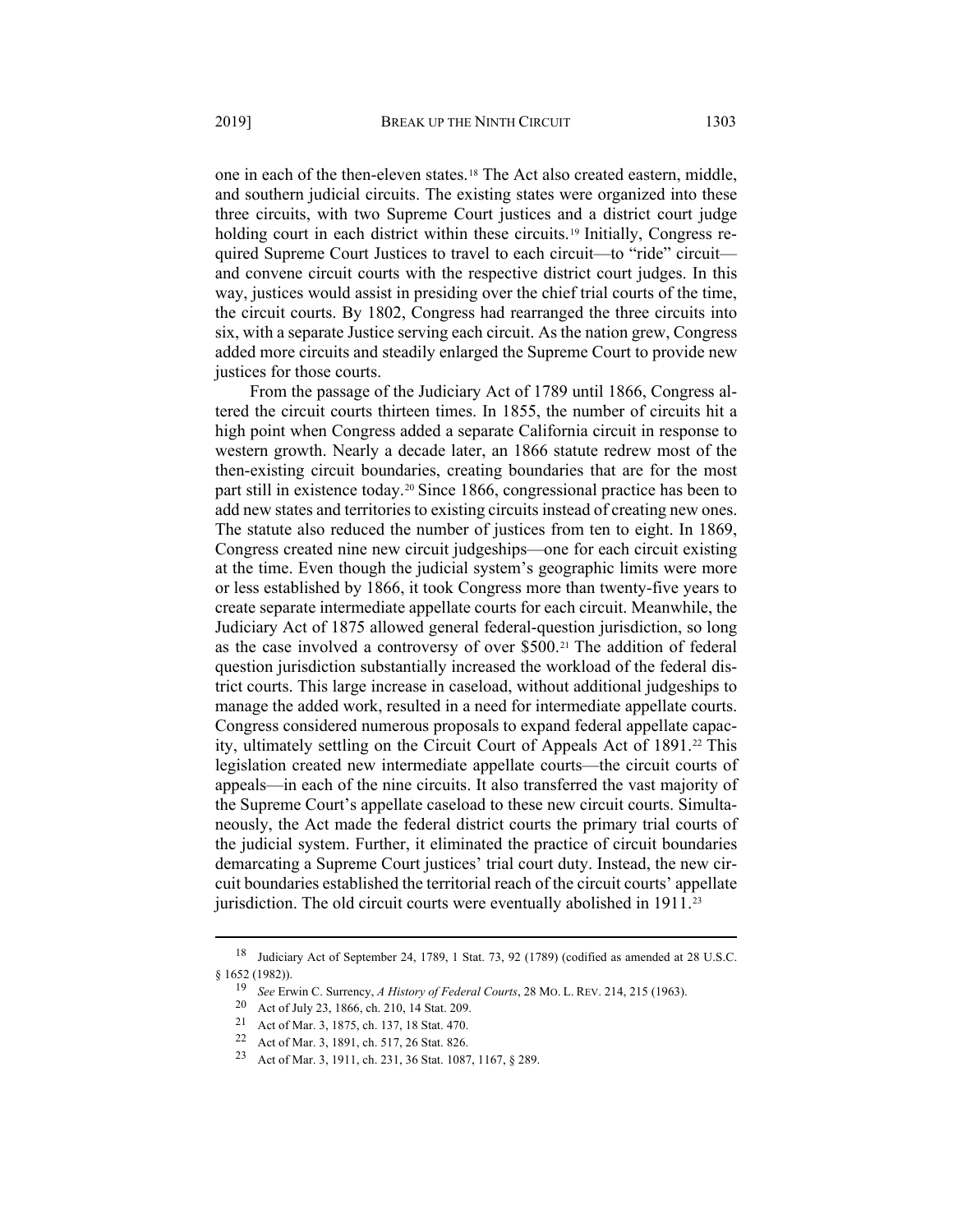one in each of the then-eleven states.[18] The Act also created eastern, middle, and southern judicial circuits. The existing states were organized into these three circuits, with two Supreme Court justices and a district court judge holding court in each district within these circuits.[19] Initially, Congress required Supreme Court Justices to travel to each circuit—to "ride" circuit—and convene circuit courts with the respective district court judges. In this way, justices would assist in presiding over the chief trial courts of the time, the circuit courts. By 1802, Congress had rearranged the three circuits into six, with a separate Justice serving each circuit. As the nation grew, Congress added more circuits and steadily enlarged the Supreme Court to provide new justices for those courts.

From the passage of the Judiciary Act of 1789 until 1866, Congress altered the circuit courts thirteen times. In 1855, the number of circuits hit a high point when Congress added a separate California circuit in response to western growth. Nearly a decade later, an 1866 statute redrew most of the then-existing circuit boundaries, creating boundaries that are for the most part still in existence today.[20] Since 1866, congressional practice has been to add new states and territories to existing circuits instead of creating new ones. The statute also reduced the number of justices from ten to eight. In 1869, Congress created nine new circuit judgeships—one for each circuit existing at the time. Even though the judicial system's geographic limits were more or less established by 1866, it took Congress more than twenty-five years to create separate intermediate appellate courts for each circuit. Meanwhile, the Judiciary Act of 1875 allowed general federal-question jurisdiction, so long as the case involved a controversy of over $500.[21] The addition of federal question jurisdiction substantially increased the workload of the federal district courts. This large increase in caseload, without additional judgeships to manage the added work, resulted in a need for intermediate appellate courts. Congress considered numerous proposals to expand federal appellate capacity, ultimately settling on the Circuit Court of Appeals Act of 1891.[22] This legislation created new intermediate appellate courts—the circuit courts of appeals—in each of the nine circuits. It also transferred the vast majority of the Supreme Court's appellate caseload to these new circuit courts. Simultaneously, the Act made the federal district courts the primary trial courts of the judicial system. Further, it eliminated the practice of circuit boundaries demarcating a Supreme Court justices' trial court duty. Instead, the new circuit boundaries established the territorial reach of the circuit courts' appellate jurisdiction. The old circuit courts were eventually abolished in 1911.[23]

---

[18] Judiciary Act of September 24, 1789, 1 Stat. 73, 92 (1789) (codified as amended at 28 U.S.C. § 1652 (1982)).

[19] *See* Erwin C. Surrency, *A History of Federal Courts*, 28 MO. L. REV. 214, 215 (1963).

[20] Act of July 23, 1866, ch. 210, 14 Stat. 209.

[21] Act of Mar. 3, 1875, ch. 137, 18 Stat. 470.

[22] Act of Mar. 3, 1891, ch. 517, 26 Stat. 826.

[23] Act of Mar. 3, 1911, ch. 231, 36 Stat. 1087, 1167, § 289.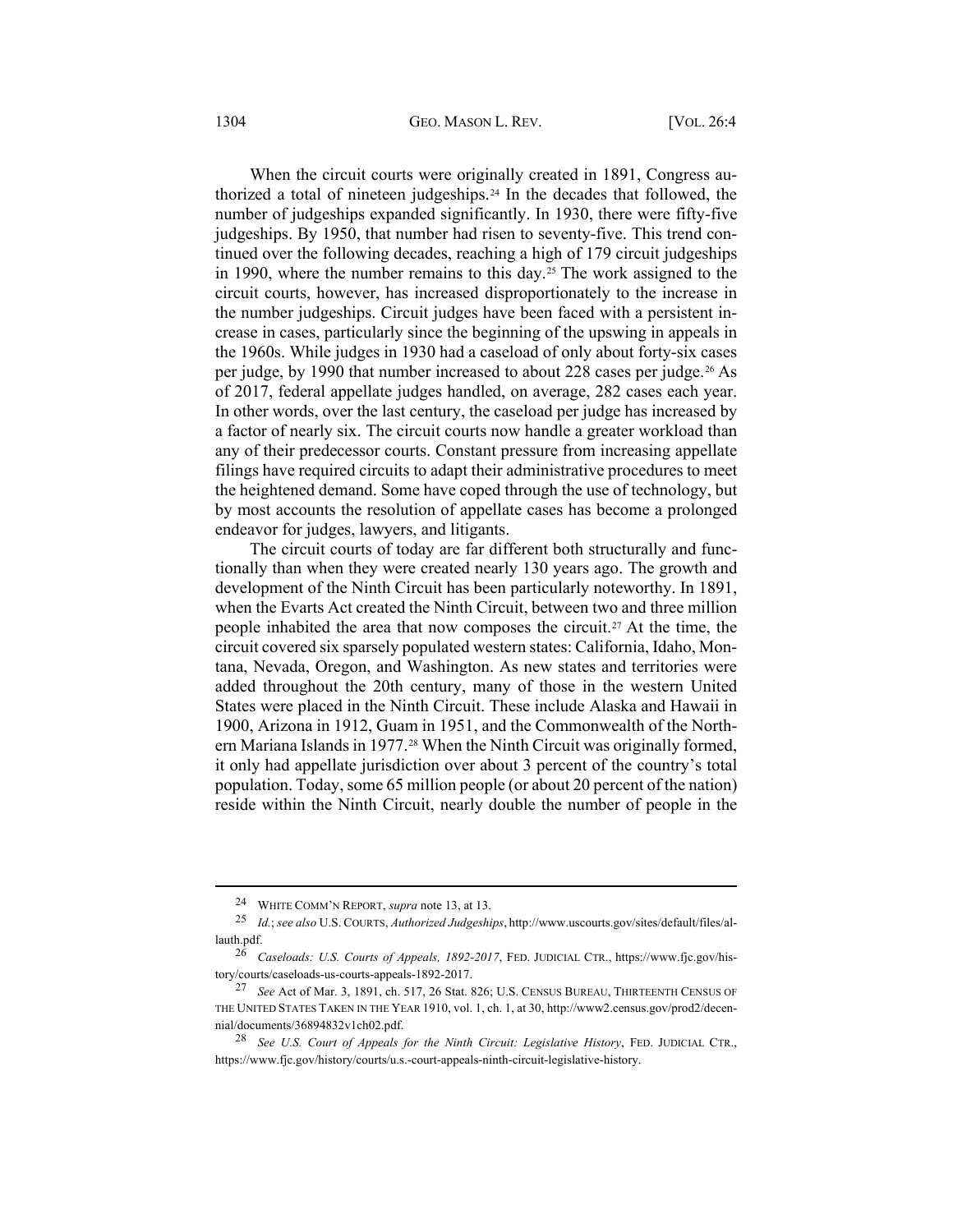When the circuit courts were originally created in 1891, Congress authorized a total of nineteen judgeships.[24] In the decades that followed, the number of judgeships expanded significantly. In 1930, there were fifty-five judgeships. By 1950, that number had risen to seventy-five. This trend continued over the following decades, reaching a high of 179 circuit judgeships in 1990, where the number remains to this day.[25] The work assigned to the circuit courts, however, has increased disproportionately to the increase in the number judgeships. Circuit judges have been faced with a persistent increase in cases, particularly since the beginning of the upswing in appeals in the 1960s. While judges in 1930 had a caseload of only about forty-six cases per judge, by 1990 that number increased to about 228 cases per judge.[26] As of 2017, federal appellate judges handled, on average, 282 cases each year. In other words, over the last century, the caseload per judge has increased by a factor of nearly six. The circuit courts now handle a greater workload than any of their predecessor courts. Constant pressure from increasing appellate filings have required circuits to adapt their administrative procedures to meet the heightened demand. Some have coped through the use of technology, but by most accounts the resolution of appellate cases has become a prolonged endeavor for judges, lawyers, and litigants.

The circuit courts of today are far different both structurally and functionally than when they were created nearly 130 years ago. The growth and development of the Ninth Circuit has been particularly noteworthy. In 1891, when the Evarts Act created the Ninth Circuit, between two and three million people inhabited the area that now composes the circuit.[27] At the time, the circuit covered six sparsely populated western states: California, Idaho, Montana, Nevada, Oregon, and Washington. As new states and territories were added throughout the 20th century, many of those in the western United States were placed in the Ninth Circuit. These include Alaska and Hawaii in 1900, Arizona in 1912, Guam in 1951, and the Commonwealth of the Northern Mariana Islands in 1977.[28] When the Ninth Circuit was originally formed, it only had appellate jurisdiction over about 3 percent of the country's total population. Today, some 65 million people (or about 20 percent of the nation) reside within the Ninth Circuit, nearly double the number of people in the

---

[24] WHITE COMM'N REPORT, *supra* note 13, at 13.

[25] *Id.*; *see also* U.S. COURTS, *Authorized Judgeships*, http://www.uscourts.gov/sites/default/files/allauth.pdf.

[26] *Caseloads: U.S. Courts of Appeals, 1892-2017*, FED. JUDICIAL CTR., https://www.fjc.gov/history/courts/caseloads-us-courts-appeals-1892-2017.

[27] *See* Act of Mar. 3, 1891, ch. 517, 26 Stat. 826; U.S. CENSUS BUREAU, THIRTEENTH CENSUS OF THE UNITED STATES TAKEN IN THE YEAR 1910, vol. 1, ch. 1, at 30, http://www2.census.gov/prod2/decennial/documents/36894832v1ch02.pdf.

[28] *See U.S. Court of Appeals for the Ninth Circuit: Legislative History*, FED. JUDICIAL CTR., https://www.fjc.gov/history/courts/u.s.-court-appeals-ninth-circuit-legislative-history.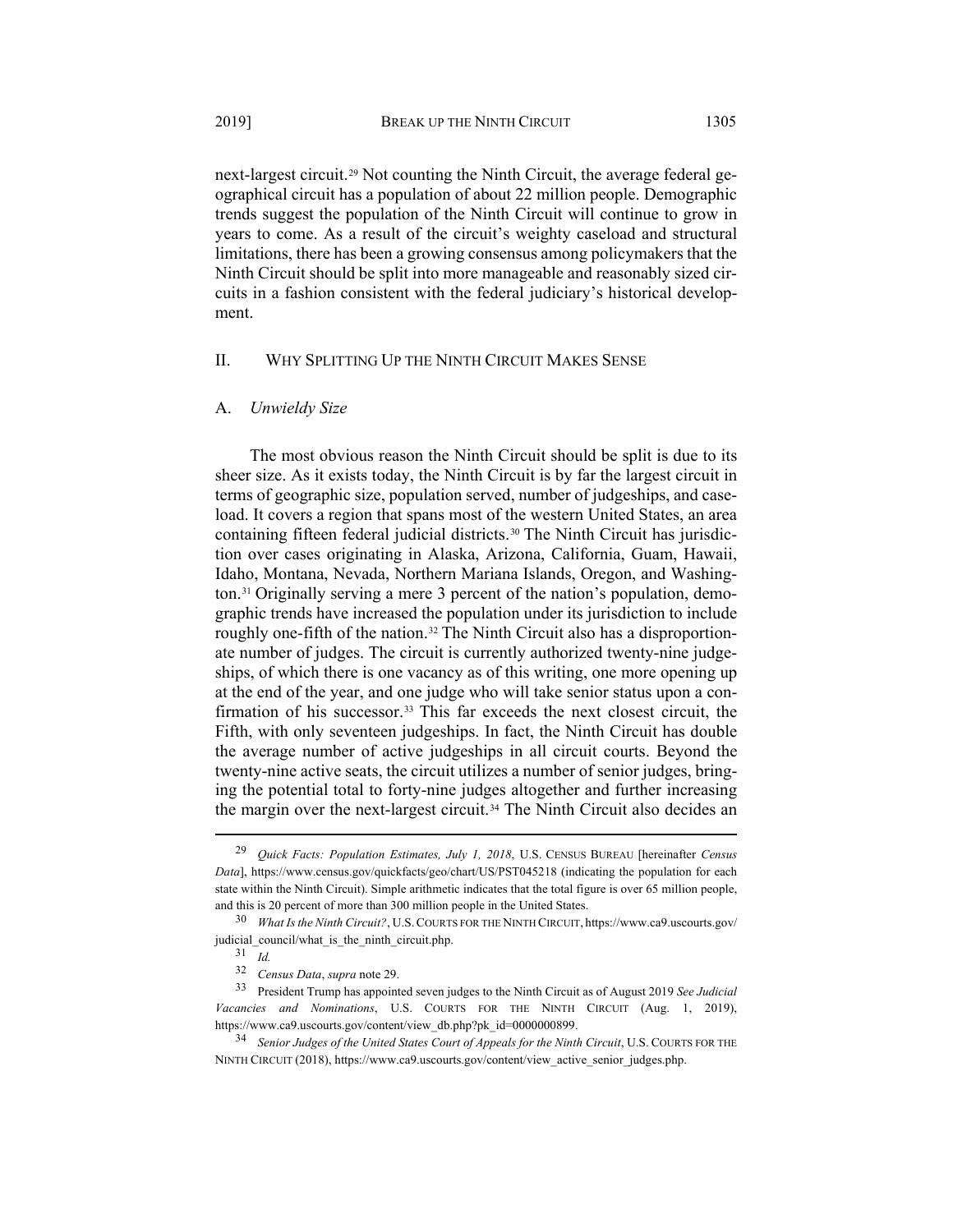next-largest circuit.[29] Not counting the Ninth Circuit, the average federal geographical circuit has a population of about 22 million people. Demographic trends suggest the population of the Ninth Circuit will continue to grow in years to come. As a result of the circuit's weighty caseload and structural limitations, there has been a growing consensus among policymakers that the Ninth Circuit should be split into more manageable and reasonably sized circuits in a fashion consistent with the federal judiciary's historical development.

## II. WHY SPLITTING UP THE NINTH CIRCUIT MAKES SENSE

### A. *Unwieldy Size*

The most obvious reason the Ninth Circuit should be split is due to its sheer size. As it exists today, the Ninth Circuit is by far the largest circuit in terms of geographic size, population served, number of judgeships, and caseload. It covers a region that spans most of the western United States, an area containing fifteen federal judicial districts.[30] The Ninth Circuit has jurisdiction over cases originating in Alaska, Arizona, California, Guam, Hawaii, Idaho, Montana, Nevada, Northern Mariana Islands, Oregon, and Washington.[31] Originally serving a mere 3 percent of the nation's population, demographic trends have increased the population under its jurisdiction to include roughly one-fifth of the nation.[32] The Ninth Circuit also has a disproportionate number of judges. The circuit is currently authorized twenty-nine judgeships, of which there is one vacancy as of this writing, one more opening up at the end of the year, and one judge who will take senior status upon a confirmation of his successor.[33] This far exceeds the next closest circuit, the Fifth, with only seventeen judgeships. In fact, the Ninth Circuit has double the average number of active judgeships in all circuit courts. Beyond the twenty-nine active seats, the circuit utilizes a number of senior judges, bringing the potential total to forty-nine judges altogether and further increasing the margin over the next-largest circuit.[34] The Ninth Circuit also decides an

---

[29] *Quick Facts: Population Estimates, July 1, 2018*, U.S. CENSUS BUREAU [hereinafter *Census Data*], https://www.census.gov/quickfacts/geo/chart/US/PST045218 (indicating the population for each state within the Ninth Circuit). Simple arithmetic indicates that the total figure is over 65 million people, and this is 20 percent of more than 300 million people in the United States.

[30] *What Is the Ninth Circuit?*, U.S. COURTS FOR THE NINTH CIRCUIT, https://www.ca9.uscourts.gov/judicial_council/what_is_the_ninth_circuit.php.

[31] *Id.*

[32] *Census Data*, *supra* note 29.

[33] President Trump has appointed seven judges to the Ninth Circuit as of August 2019 *See Judicial Vacancies and Nominations*, U.S. COURTS FOR THE NINTH CIRCUIT (Aug. 1, 2019), https://www.ca9.uscourts.gov/content/view_db.php?pk_id=0000000899.

[34] *Senior Judges of the United States Court of Appeals for the Ninth Circuit*, U.S. COURTS FOR THE NINTH CIRCUIT (2018), https://www.ca9.uscourts.gov/content/view_active_senior_judges.php.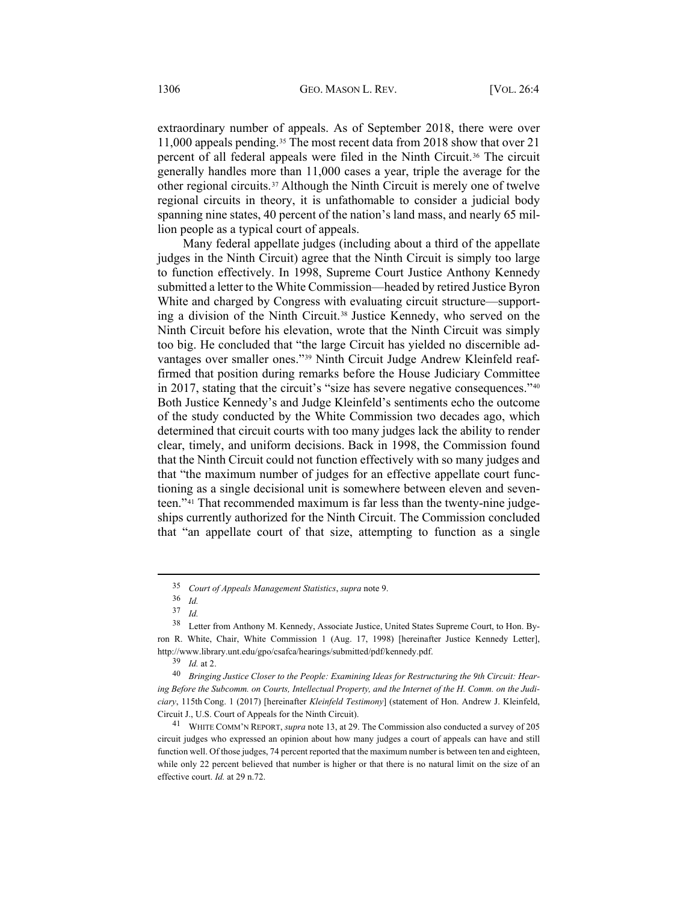extraordinary number of appeals. As of September 2018, there were over 11,000 appeals pending.[35] The most recent data from 2018 show that over 21 percent of all federal appeals were filed in the Ninth Circuit.[36] The circuit generally handles more than 11,000 cases a year, triple the average for the other regional circuits.[37] Although the Ninth Circuit is merely one of twelve regional circuits in theory, it is unfathomable to consider a judicial body spanning nine states, 40 percent of the nation's land mass, and nearly 65 million people as a typical court of appeals.

Many federal appellate judges (including about a third of the appellate judges in the Ninth Circuit) agree that the Ninth Circuit is simply too large to function effectively. In 1998, Supreme Court Justice Anthony Kennedy submitted a letter to the White Commission—headed by retired Justice Byron White and charged by Congress with evaluating circuit structure—supporting a division of the Ninth Circuit.[38] Justice Kennedy, who served on the Ninth Circuit before his elevation, wrote that the Ninth Circuit was simply too big. He concluded that "the large Circuit has yielded no discernible advantages over smaller ones."[39] Ninth Circuit Judge Andrew Kleinfeld reaffirmed that position during remarks before the House Judiciary Committee in 2017, stating that the circuit's "size has severe negative consequences."[40] Both Justice Kennedy's and Judge Kleinfeld's sentiments echo the outcome of the study conducted by the White Commission two decades ago, which determined that circuit courts with too many judges lack the ability to render clear, timely, and uniform decisions. Back in 1998, the Commission found that the Ninth Circuit could not function effectively with so many judges and that "the maximum number of judges for an effective appellate court functioning as a single decisional unit is somewhere between eleven and seventeen."[41] That recommended maximum is far less than the twenty-nine judgeships currently authorized for the Ninth Circuit. The Commission concluded that "an appellate court of that size, attempting to function as a single

---

[35] *Court of Appeals Management Statistics*, *supra* note 9.

[36] *Id.*

[37] *Id.*

[38] Letter from Anthony M. Kennedy, Associate Justice, United States Supreme Court, to Hon. Byron R. White, Chair, White Commission 1 (Aug. 17, 1998) [hereinafter Justice Kennedy Letter], http://www.library.unt.edu/gpo/csafca/hearings/submitted/pdf/kennedy.pdf.

[39] *Id.* at 2.

[40] *Bringing Justice Closer to the People: Examining Ideas for Restructuring the 9th Circuit: Hearing Before the Subcomm. on Courts, Intellectual Property, and the Internet of the H. Comm. on the Judiciary*, 115th Cong. 1 (2017) [hereinafter *Kleinfeld Testimony*] (statement of Hon. Andrew J. Kleinfeld, Circuit J., U.S. Court of Appeals for the Ninth Circuit).

[41] WHITE COMM'N REPORT, *supra* note 13, at 29. The Commission also conducted a survey of 205 circuit judges who expressed an opinion about how many judges a court of appeals can have and still function well. Of those judges, 74 percent reported that the maximum number is between ten and eighteen, while only 22 percent believed that number is higher or that there is no natural limit on the size of an effective court. *Id.* at 29 n.72.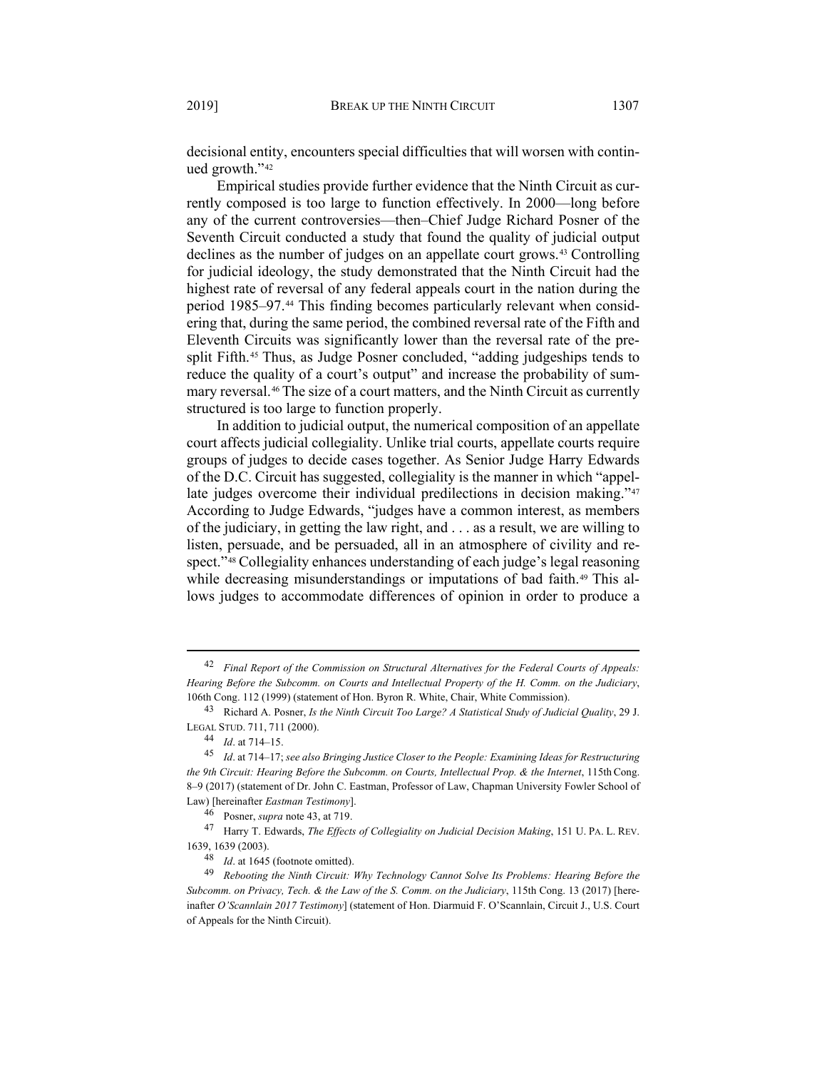decisional entity, encounters special difficulties that will worsen with continued growth."[42]

Empirical studies provide further evidence that the Ninth Circuit as currently composed is too large to function effectively. In 2000—long before any of the current controversies—then–Chief Judge Richard Posner of the Seventh Circuit conducted a study that found the quality of judicial output declines as the number of judges on an appellate court grows.[43] Controlling for judicial ideology, the study demonstrated that the Ninth Circuit had the highest rate of reversal of any federal appeals court in the nation during the period 1985–97.[44] This finding becomes particularly relevant when considering that, during the same period, the combined reversal rate of the Fifth and Eleventh Circuits was significantly lower than the reversal rate of the presplit Fifth.[45] Thus, as Judge Posner concluded, "adding judgeships tends to reduce the quality of a court's output" and increase the probability of summary reversal.[46] The size of a court matters, and the Ninth Circuit as currently structured is too large to function properly.

In addition to judicial output, the numerical composition of an appellate court affects judicial collegiality. Unlike trial courts, appellate courts require groups of judges to decide cases together. As Senior Judge Harry Edwards of the D.C. Circuit has suggested, collegiality is the manner in which "appellate judges overcome their individual predilections in decision making."[47] According to Judge Edwards, "judges have a common interest, as members of the judiciary, in getting the law right, and . . . as a result, we are willing to listen, persuade, and be persuaded, all in an atmosphere of civility and respect."[48] Collegiality enhances understanding of each judge's legal reasoning while decreasing misunderstandings or imputations of bad faith.[49] This allows judges to accommodate differences of opinion in order to produce a

---

42 *Final Report of the Commission on Structural Alternatives for the Federal Courts of Appeals: Hearing Before the Subcomm. on Courts and Intellectual Property of the H. Comm. on the Judiciary*, 106th Cong. 112 (1999) (statement of Hon. Byron R. White, Chair, White Commission).

43 Richard A. Posner, *Is the Ninth Circuit Too Large? A Statistical Study of Judicial Quality*, 29 J. LEGAL STUD. 711, 711 (2000).

44 *Id*. at 714–15.

45 *Id*. at 714–17; *see also Bringing Justice Closer to the People: Examining Ideas for Restructuring the 9th Circuit: Hearing Before the Subcomm. on Courts, Intellectual Prop. & the Internet*, 115th Cong. 8–9 (2017) (statement of Dr. John C. Eastman, Professor of Law, Chapman University Fowler School of Law) [hereinafter *Eastman Testimony*].

46 Posner, *supra* note 43, at 719.

47 Harry T. Edwards, *The Effects of Collegiality on Judicial Decision Making*, 151 U. PA. L. REV. 1639, 1639 (2003).

48 *Id*. at 1645 (footnote omitted).

49 *Rebooting the Ninth Circuit: Why Technology Cannot Solve Its Problems: Hearing Before the Subcomm. on Privacy, Tech. & the Law of the S. Comm. on the Judiciary*, 115th Cong. 13 (2017) [hereinafter *O'Scannlain 2017 Testimony*] (statement of Hon. Diarmuid F. O'Scannlain, Circuit J., U.S. Court of Appeals for the Ninth Circuit).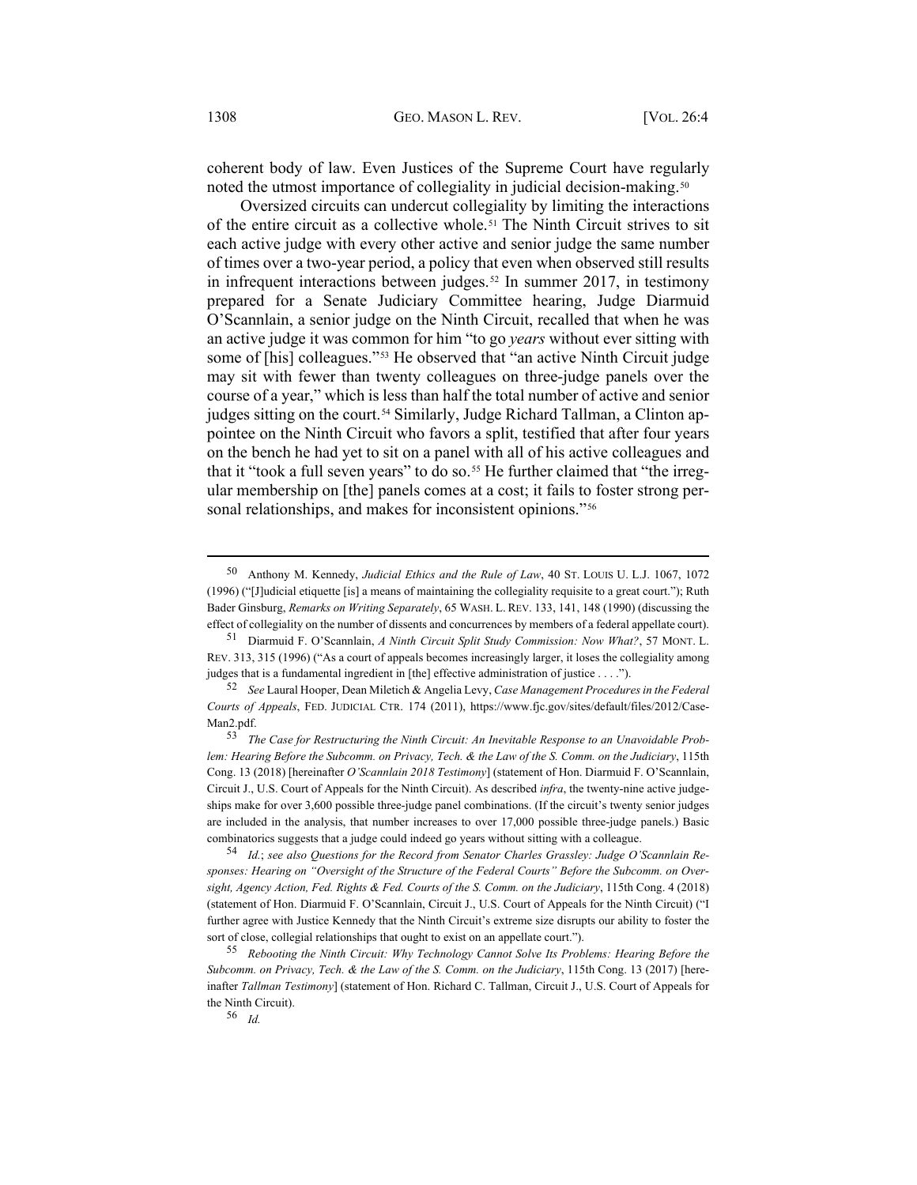coherent body of law. Even Justices of the Supreme Court have regularly noted the utmost importance of collegiality in judicial decision-making.[50]

Oversized circuits can undercut collegiality by limiting the interactions of the entire circuit as a collective whole.[51] The Ninth Circuit strives to sit each active judge with every other active and senior judge the same number of times over a two-year period, a policy that even when observed still results in infrequent interactions between judges.[52] In summer 2017, in testimony prepared for a Senate Judiciary Committee hearing, Judge Diarmuid O'Scannlain, a senior judge on the Ninth Circuit, recalled that when he was an active judge it was common for him "to go *years* without ever sitting with some of [his] colleagues."[53] He observed that "an active Ninth Circuit judge may sit with fewer than twenty colleagues on three-judge panels over the course of a year," which is less than half the total number of active and senior judges sitting on the court.[54] Similarly, Judge Richard Tallman, a Clinton appointee on the Ninth Circuit who favors a split, testified that after four years on the bench he had yet to sit on a panel with all of his active colleagues and that it "took a full seven years" to do so.[55] He further claimed that "the irregular membership on [the] panels comes at a cost; it fails to foster strong personal relationships, and makes for inconsistent opinions."[56]

---

50 Anthony M. Kennedy, *Judicial Ethics and the Rule of Law*, 40 ST. LOUIS U. L.J. 1067, 1072 (1996) ("[J]udicial etiquette [is] a means of maintaining the collegiality requisite to a great court."); Ruth Bader Ginsburg, *Remarks on Writing Separately*, 65 WASH. L. REV. 133, 141, 148 (1990) (discussing the effect of collegiality on the number of dissents and concurrences by members of a federal appellate court).

51 Diarmuid F. O'Scannlain, *A Ninth Circuit Split Study Commission: Now What?*, 57 MONT. L. REV. 313, 315 (1996) ("As a court of appeals becomes increasingly larger, it loses the collegiality among judges that is a fundamental ingredient in [the] effective administration of justice . . . .").

52 *See* Laural Hooper, Dean Miletich & Angelia Levy, *Case Management Procedures in the Federal Courts of Appeals*, FED. JUDICIAL CTR. 174 (2011), https://www.fjc.gov/sites/default/files/2012/CaseMan2.pdf.

53 *The Case for Restructuring the Ninth Circuit: An Inevitable Response to an Unavoidable Problem: Hearing Before the Subcomm. on Privacy, Tech. & the Law of the S. Comm. on the Judiciary*, 115th Cong. 13 (2018) [hereinafter *O'Scannlain 2018 Testimony*] (statement of Hon. Diarmuid F. O'Scannlain, Circuit J., U.S. Court of Appeals for the Ninth Circuit). As described *infra*, the twenty-nine active judgeships make for over 3,600 possible three-judge panel combinations. (If the circuit's twenty senior judges are included in the analysis, that number increases to over 17,000 possible three-judge panels.) Basic combinatorics suggests that a judge could indeed go years without sitting with a colleague.

54 *Id.*; *see also Questions for the Record from Senator Charles Grassley: Judge O'Scannlain Responses: Hearing on "Oversight of the Structure of the Federal Courts" Before the Subcomm. on Oversight, Agency Action, Fed. Rights & Fed. Courts of the S. Comm. on the Judiciary*, 115th Cong. 4 (2018) (statement of Hon. Diarmuid F. O'Scannlain, Circuit J., U.S. Court of Appeals for the Ninth Circuit) ("I further agree with Justice Kennedy that the Ninth Circuit's extreme size disrupts our ability to foster the sort of close, collegial relationships that ought to exist on an appellate court.").

55 *Rebooting the Ninth Circuit: Why Technology Cannot Solve Its Problems: Hearing Before the Subcomm. on Privacy, Tech. & the Law of the S. Comm. on the Judiciary*, 115th Cong. 13 (2017) [hereinafter *Tallman Testimony*] (statement of Hon. Richard C. Tallman, Circuit J., U.S. Court of Appeals for the Ninth Circuit).

56 *Id.*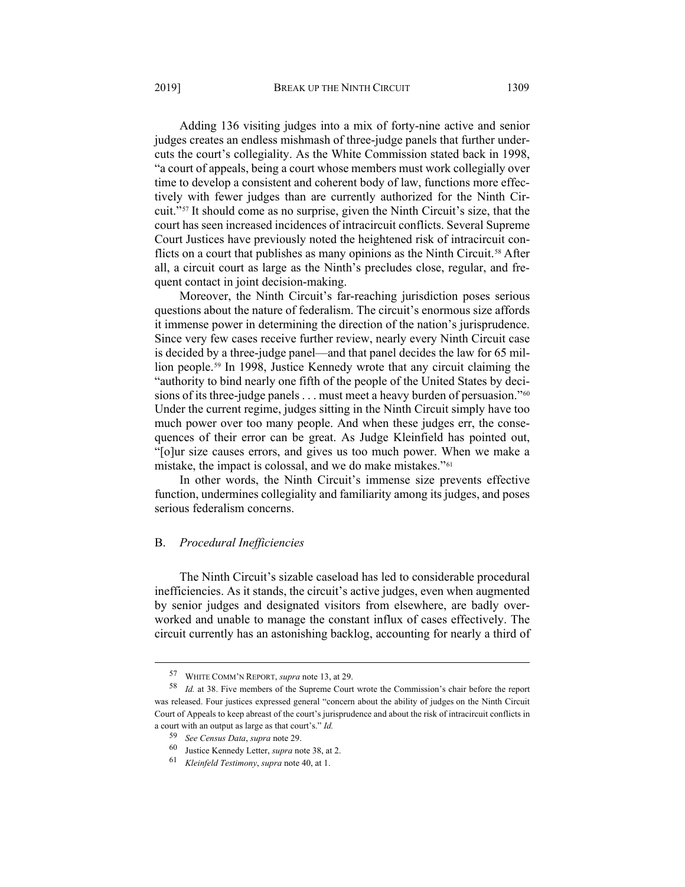Adding 136 visiting judges into a mix of forty-nine active and senior judges creates an endless mishmash of three-judge panels that further undercuts the court's collegiality. As the White Commission stated back in 1998, "a court of appeals, being a court whose members must work collegially over time to develop a consistent and coherent body of law, functions more effectively with fewer judges than are currently authorized for the Ninth Circuit."[57] It should come as no surprise, given the Ninth Circuit's size, that the court has seen increased incidences of intracircuit conflicts. Several Supreme Court Justices have previously noted the heightened risk of intracircuit conflicts on a court that publishes as many opinions as the Ninth Circuit.[58] After all, a circuit court as large as the Ninth's precludes close, regular, and frequent contact in joint decision-making.

Moreover, the Ninth Circuit's far-reaching jurisdiction poses serious questions about the nature of federalism. The circuit's enormous size affords it immense power in determining the direction of the nation's jurisprudence. Since very few cases receive further review, nearly every Ninth Circuit case is decided by a three-judge panel—and that panel decides the law for 65 million people.[59] In 1998, Justice Kennedy wrote that any circuit claiming the "authority to bind nearly one fifth of the people of the United States by decisions of its three-judge panels . . . must meet a heavy burden of persuasion."[60] Under the current regime, judges sitting in the Ninth Circuit simply have too much power over too many people. And when these judges err, the consequences of their error can be great. As Judge Kleinfeld has pointed out, "[o]ur size causes errors, and gives us too much power. When we make a mistake, the impact is colossal, and we do make mistakes."[61]

In other words, the Ninth Circuit's immense size prevents effective function, undermines collegiality and familiarity among its judges, and poses serious federalism concerns.

### B. *Procedural Inefficiencies*

The Ninth Circuit's sizable caseload has led to considerable procedural inefficiencies. As it stands, the circuit's active judges, even when augmented by senior judges and designated visitors from elsewhere, are badly overworked and unable to manage the constant influx of cases effectively. The circuit currently has an astonishing backlog, accounting for nearly a third of

---

57 WHITE COMM'N REPORT, *supra* note 13, at 29.

58 *Id.* at 38. Five members of the Supreme Court wrote the Commission's chair before the report was released. Four justices expressed general "concern about the ability of judges on the Ninth Circuit Court of Appeals to keep abreast of the court's jurisprudence and about the risk of intracircuit conflicts in a court with an output as large as that court's." *Id.*

59 *See Census Data*, *supra* note 29.

60 Justice Kennedy Letter, *supra* note 38, at 2.

61 *Kleinfeld Testimony*, *supra* note 40, at 1.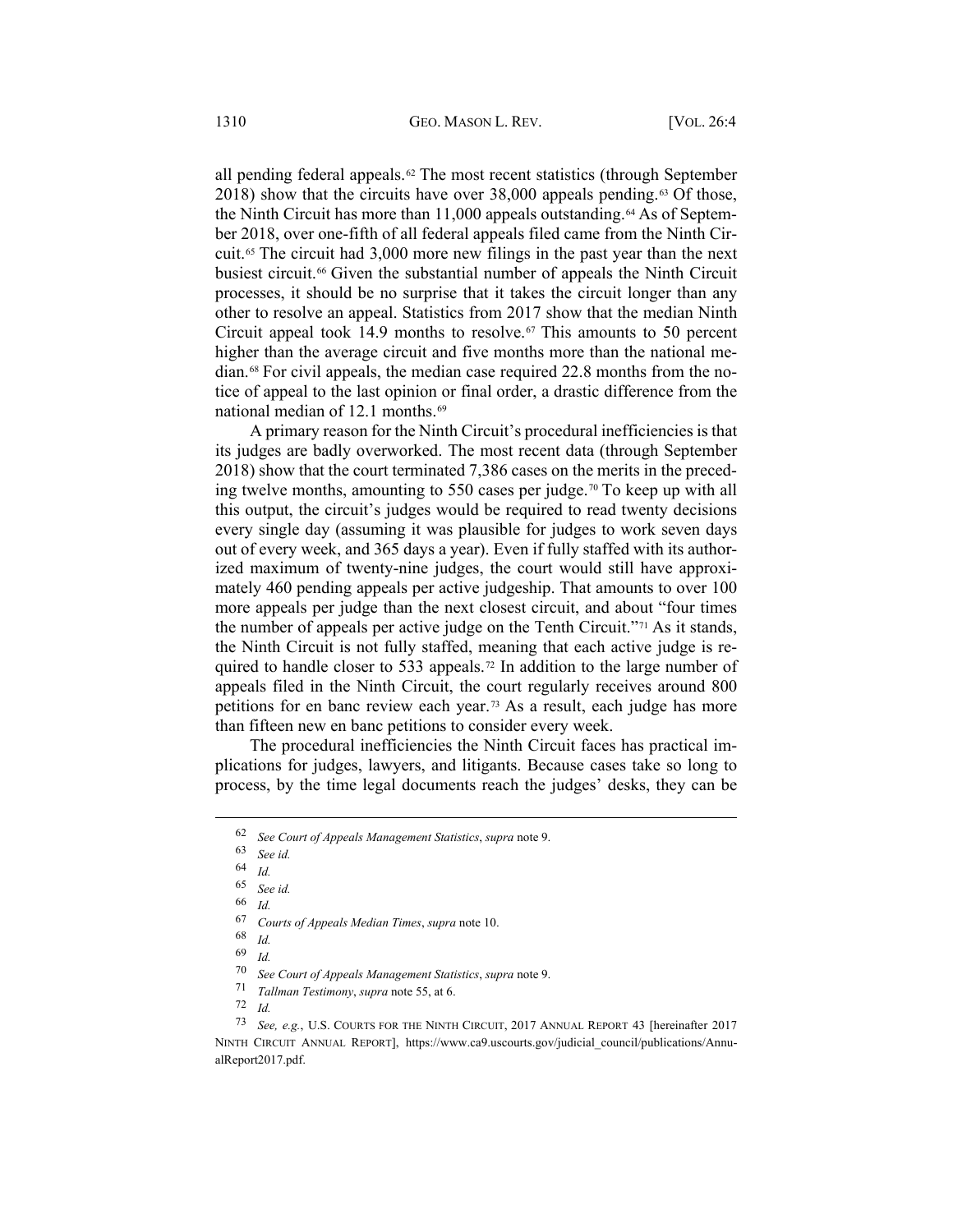all pending federal appeals.[62] The most recent statistics (through September 2018) show that the circuits have over 38,000 appeals pending.[63] Of those, the Ninth Circuit has more than 11,000 appeals outstanding.[64] As of September 2018, over one-fifth of all federal appeals filed came from the Ninth Circuit.[65] The circuit had 3,000 more new filings in the past year than the next busiest circuit.[66] Given the substantial number of appeals the Ninth Circuit processes, it should be no surprise that it takes the circuit longer than any other to resolve an appeal. Statistics from 2017 show that the median Ninth Circuit appeal took 14.9 months to resolve.[67] This amounts to 50 percent higher than the average circuit and five months more than the national median.[68] For civil appeals, the median case required 22.8 months from the notice of appeal to the last opinion or final order, a drastic difference from the national median of 12.1 months.[69]

A primary reason for the Ninth Circuit's procedural inefficiencies is that its judges are badly overworked. The most recent data (through September 2018) show that the court terminated 7,386 cases on the merits in the preceding twelve months, amounting to 550 cases per judge.[70] To keep up with all this output, the circuit's judges would be required to read twenty decisions every single day (assuming it was plausible for judges to work seven days out of every week, and 365 days a year). Even if fully staffed with its authorized maximum of twenty-nine judges, the court would still have approximately 460 pending appeals per active judgeship. That amounts to over 100 more appeals per judge than the next closest circuit, and about "four times the number of appeals per active judge on the Tenth Circuit."[71] As it stands, the Ninth Circuit is not fully staffed, meaning that each active judge is required to handle closer to 533 appeals.[72] In addition to the large number of appeals filed in the Ninth Circuit, the court regularly receives around 800 petitions for en banc review each year.[73] As a result, each judge has more than fifteen new en banc petitions to consider every week.

The procedural inefficiencies the Ninth Circuit faces has practical implications for judges, lawyers, and litigants. Because cases take so long to process, by the time legal documents reach the judges' desks, they can be

---

62 *See Court of Appeals Management Statistics*, *supra* note 9.

63 *See id.*

64 *Id.*

65 *See id.*

66 *Id.*

67 *Courts of Appeals Median Times*, *supra* note 10.

68 *Id.*

69 *Id.*

70 *See Court of Appeals Management Statistics*, *supra* note 9.

71 *Tallman Testimony*, *supra* note 55, at 6.

72 *Id.*

73 *See, e.g.*, U.S. COURTS FOR THE NINTH CIRCUIT, 2017 ANNUAL REPORT 43 [hereinafter 2017 NINTH CIRCUIT ANNUAL REPORT], https://www.ca9.uscourts.gov/judicial_council/publications/AnnualReport2017.pdf.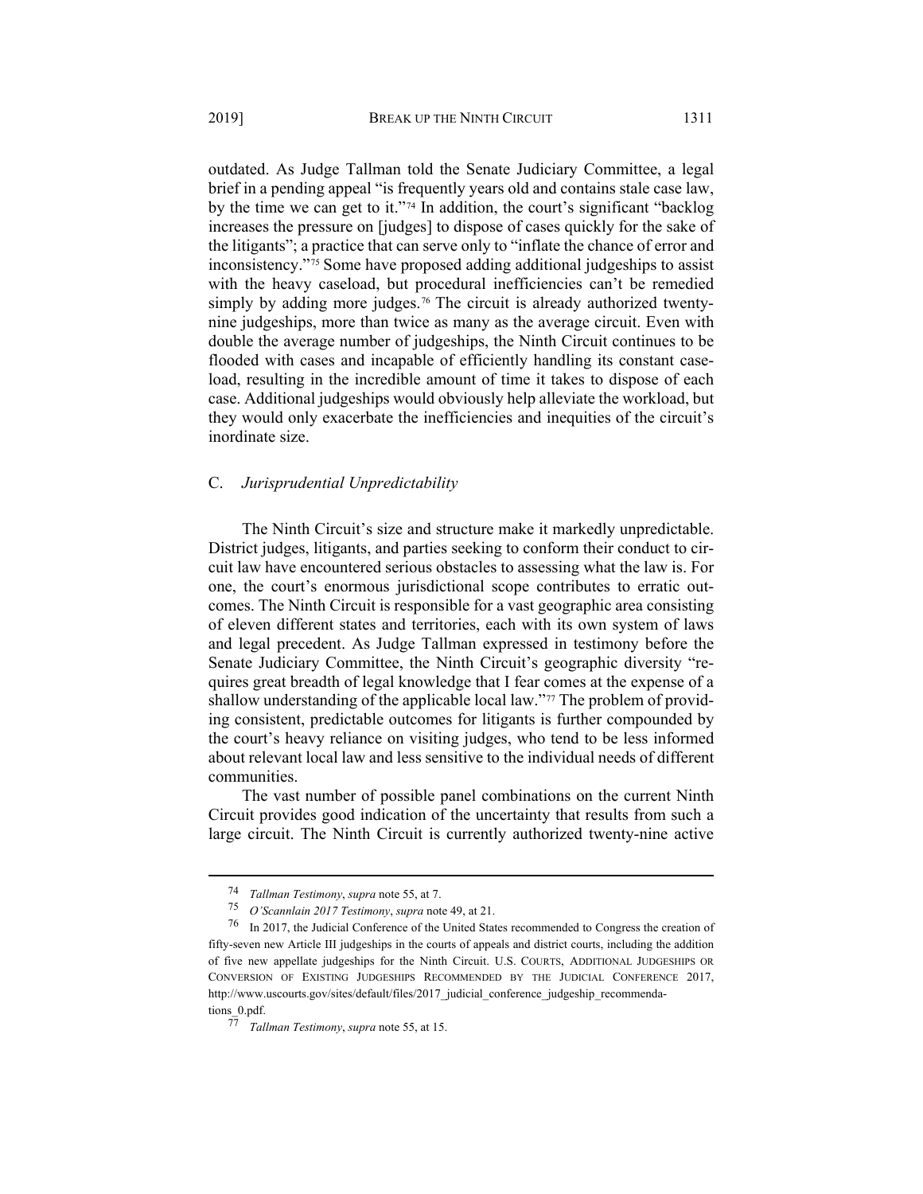outdated. As Judge Tallman told the Senate Judiciary Committee, a legal brief in a pending appeal "is frequently years old and contains stale case law, by the time we can get to it."[74] In addition, the court's significant "backlog increases the pressure on [judges] to dispose of cases quickly for the sake of the litigants"; a practice that can serve only to "inflate the chance of error and inconsistency."[75] Some have proposed adding additional judgeships to assist with the heavy caseload, but procedural inefficiencies can't be remedied simply by adding more judges.[76] The circuit is already authorized twenty-nine judgeships, more than twice as many as the average circuit. Even with double the average number of judgeships, the Ninth Circuit continues to be flooded with cases and incapable of efficiently handling its constant caseload, resulting in the incredible amount of time it takes to dispose of each case. Additional judgeships would obviously help alleviate the workload, but they would only exacerbate the inefficiencies and inequities of the circuit's inordinate size.

### C. *Jurisprudential Unpredictability*

The Ninth Circuit's size and structure make it markedly unpredictable. District judges, litigants, and parties seeking to conform their conduct to circuit law have encountered serious obstacles to assessing what the law is. For one, the court's enormous jurisdictional scope contributes to erratic outcomes. The Ninth Circuit is responsible for a vast geographic area consisting of eleven different states and territories, each with its own system of laws and legal precedent. As Judge Tallman expressed in testimony before the Senate Judiciary Committee, the Ninth Circuit's geographic diversity "requires great breadth of legal knowledge that I fear comes at the expense of a shallow understanding of the applicable local law."[77] The problem of providing consistent, predictable outcomes for litigants is further compounded by the court's heavy reliance on visiting judges, who tend to be less informed about relevant local law and less sensitive to the individual needs of different communities.

The vast number of possible panel combinations on the current Ninth Circuit provides good indication of the uncertainty that results from such a large circuit. The Ninth Circuit is currently authorized twenty-nine active

---

74 *Tallman Testimony*, *supra* note 55, at 7.

75 *O'Scannlain 2017 Testimony*, *supra* note 49, at 21.

76 In 2017, the Judicial Conference of the United States recommended to Congress the creation of fifty-seven new Article III judgeships in the courts of appeals and district courts, including the addition of five new appellate judgeships for the Ninth Circuit. U.S. COURTS, ADDITIONAL JUDGESHIPS OR CONVERSION OF EXISTING JUDGESHIPS RECOMMENDED BY THE JUDICIAL CONFERENCE 2017, http://www.uscourts.gov/sites/default/files/2017_judicial_conference_judgeship_recommendations_0.pdf.

77 *Tallman Testimony*, *supra* note 55, at 15.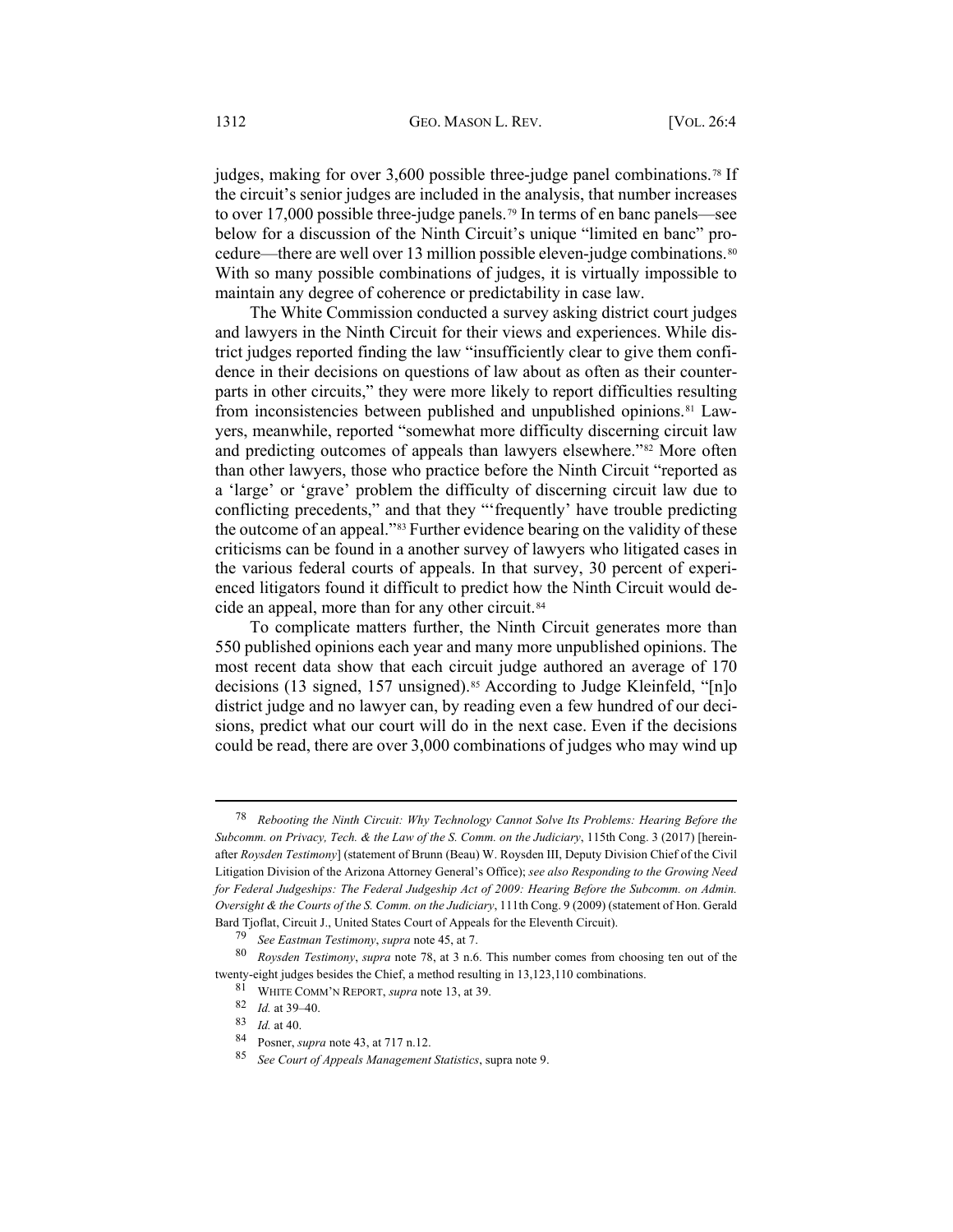judges, making for over 3,600 possible three-judge panel combinations.[78] If the circuit's senior judges are included in the analysis, that number increases to over 17,000 possible three-judge panels.[79] In terms of en banc panels—see below for a discussion of the Ninth Circuit's unique "limited en banc" procedure—there are well over 13 million possible eleven-judge combinations.[80] With so many possible combinations of judges, it is virtually impossible to maintain any degree of coherence or predictability in case law.

The White Commission conducted a survey asking district court judges and lawyers in the Ninth Circuit for their views and experiences. While district judges reported finding the law "insufficiently clear to give them confidence in their decisions on questions of law about as often as their counterparts in other circuits," they were more likely to report difficulties resulting from inconsistencies between published and unpublished opinions.[81] Lawyers, meanwhile, reported "somewhat more difficulty discerning circuit law and predicting outcomes of appeals than lawyers elsewhere."[82] More often than other lawyers, those who practice before the Ninth Circuit "reported as a 'large' or 'grave' problem the difficulty of discerning circuit law due to conflicting precedents," and that they "'frequently' have trouble predicting the outcome of an appeal."[83] Further evidence bearing on the validity of these criticisms can be found in a another survey of lawyers who litigated cases in the various federal courts of appeals. In that survey, 30 percent of experienced litigators found it difficult to predict how the Ninth Circuit would decide an appeal, more than for any other circuit.[84]

To complicate matters further, the Ninth Circuit generates more than 550 published opinions each year and many more unpublished opinions. The most recent data show that each circuit judge authored an average of 170 decisions (13 signed, 157 unsigned).[85] According to Judge Kleinfeld, "[n]o district judge and no lawyer can, by reading even a few hundred of our decisions, predict what our court will do in the next case. Even if the decisions could be read, there are over 3,000 combinations of judges who may wind up

---

[78] *Rebooting the Ninth Circuit: Why Technology Cannot Solve Its Problems: Hearing Before the Subcomm. on Privacy, Tech. & the Law of the S. Comm. on the Judiciary*, 115th Cong. 3 (2017) [hereinafter *Roysden Testimony*] (statement of Brunn (Beau) W. Roysden III, Deputy Division Chief of the Civil Litigation Division of the Arizona Attorney General's Office); *see also Responding to the Growing Need for Federal Judgeships: The Federal Judgeship Act of 2009: Hearing Before the Subcomm. on Admin. Oversight & the Courts of the S. Comm. on the Judiciary*, 111th Cong. 9 (2009) (statement of Hon. Gerald Bard Tjoflat, Circuit J., United States Court of Appeals for the Eleventh Circuit).

[79] *See Eastman Testimony*, *supra* note 45, at 7.

[80] *Roysden Testimony*, *supra* note 78, at 3 n.6. This number comes from choosing ten out of the twenty-eight judges besides the Chief, a method resulting in 13,123,110 combinations.

[81] WHITE COMM'N REPORT, *supra* note 13, at 39.

[82] *Id.* at 39–40.

[83] *Id.* at 40.

[84] Posner, *supra* note 43, at 717 n.12.

[85] *See Court of Appeals Management Statistics*, supra note 9.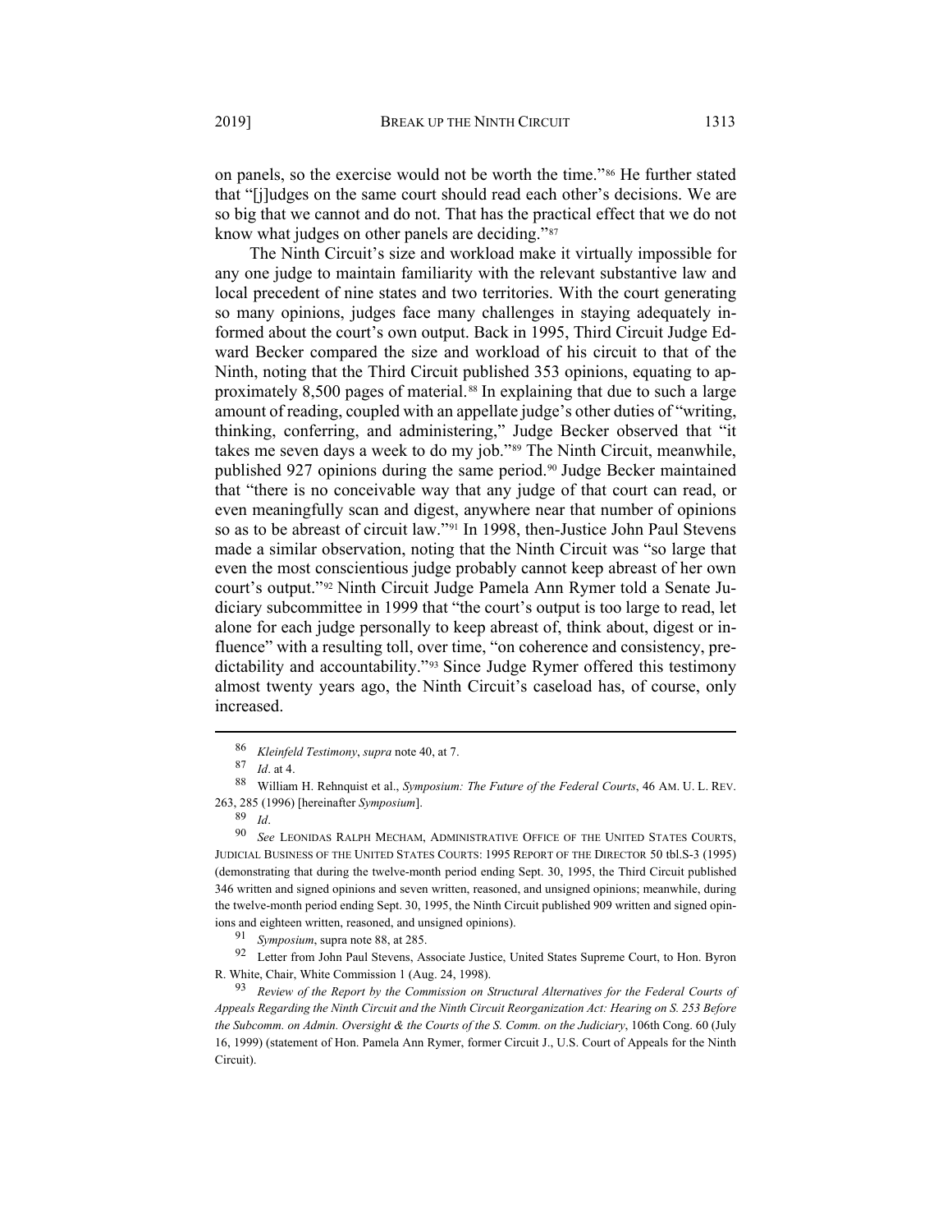on panels, so the exercise would not be worth the time."[86] He further stated that "[j]udges on the same court should read each other's decisions. We are so big that we cannot and do not. That has the practical effect that we do not know what judges on other panels are deciding."[87]

The Ninth Circuit's size and workload make it virtually impossible for any one judge to maintain familiarity with the relevant substantive law and local precedent of nine states and two territories. With the court generating so many opinions, judges face many challenges in staying adequately informed about the court's own output. Back in 1995, Third Circuit Judge Edward Becker compared the size and workload of his circuit to that of the Ninth, noting that the Third Circuit published 353 opinions, equating to approximately 8,500 pages of material.[88] In explaining that due to such a large amount of reading, coupled with an appellate judge's other duties of "writing, thinking, conferring, and administering," Judge Becker observed that "it takes me seven days a week to do my job."[89] The Ninth Circuit, meanwhile, published 927 opinions during the same period.[90] Judge Becker maintained that "there is no conceivable way that any judge of that court can read, or even meaningfully scan and digest, anywhere near that number of opinions so as to be abreast of circuit law."[91] In 1998, then-Justice John Paul Stevens made a similar observation, noting that the Ninth Circuit was "so large that even the most conscientious judge probably cannot keep abreast of her own court's output."[92] Ninth Circuit Judge Pamela Ann Rymer told a Senate Judiciary subcommittee in 1999 that "the court's output is too large to read, let alone for each judge personally to keep abreast of, think about, digest or influence" with a resulting toll, over time, "on coherence and consistency, predictability and accountability."[93] Since Judge Rymer offered this testimony almost twenty years ago, the Ninth Circuit's caseload has, of course, only increased.

---

[86] *Kleinfeld Testimony*, *supra* note 40, at 7.

[87] *Id*. at 4.

[88] William H. Rehnquist et al., *Symposium: The Future of the Federal Courts*, 46 AM. U. L. REV. 263, 285 (1996) [hereinafter *Symposium*].

[89] *Id*.

[90] *See* LEONIDAS RALPH MECHAM, ADMINISTRATIVE OFFICE OF THE UNITED STATES COURTS, JUDICIAL BUSINESS OF THE UNITED STATES COURTS: 1995 REPORT OF THE DIRECTOR 50 tbl.S-3 (1995) (demonstrating that during the twelve-month period ending Sept. 30, 1995, the Third Circuit published 346 written and signed opinions and seven written, reasoned, and unsigned opinions; meanwhile, during the twelve-month period ending Sept. 30, 1995, the Ninth Circuit published 909 written and signed opinions and eighteen written, reasoned, and unsigned opinions).

[91] *Symposium*, supra note 88, at 285.

[92] Letter from John Paul Stevens, Associate Justice, United States Supreme Court, to Hon. Byron R. White, Chair, White Commission 1 (Aug. 24, 1998).

[93] *Review of the Report by the Commission on Structural Alternatives for the Federal Courts of Appeals Regarding the Ninth Circuit and the Ninth Circuit Reorganization Act: Hearing on S. 253 Before the Subcomm. on Admin. Oversight & the Courts of the S. Comm. on the Judiciary*, 106th Cong. 60 (July 16, 1999) (statement of Hon. Pamela Ann Rymer, former Circuit J., U.S. Court of Appeals for the Ninth Circuit).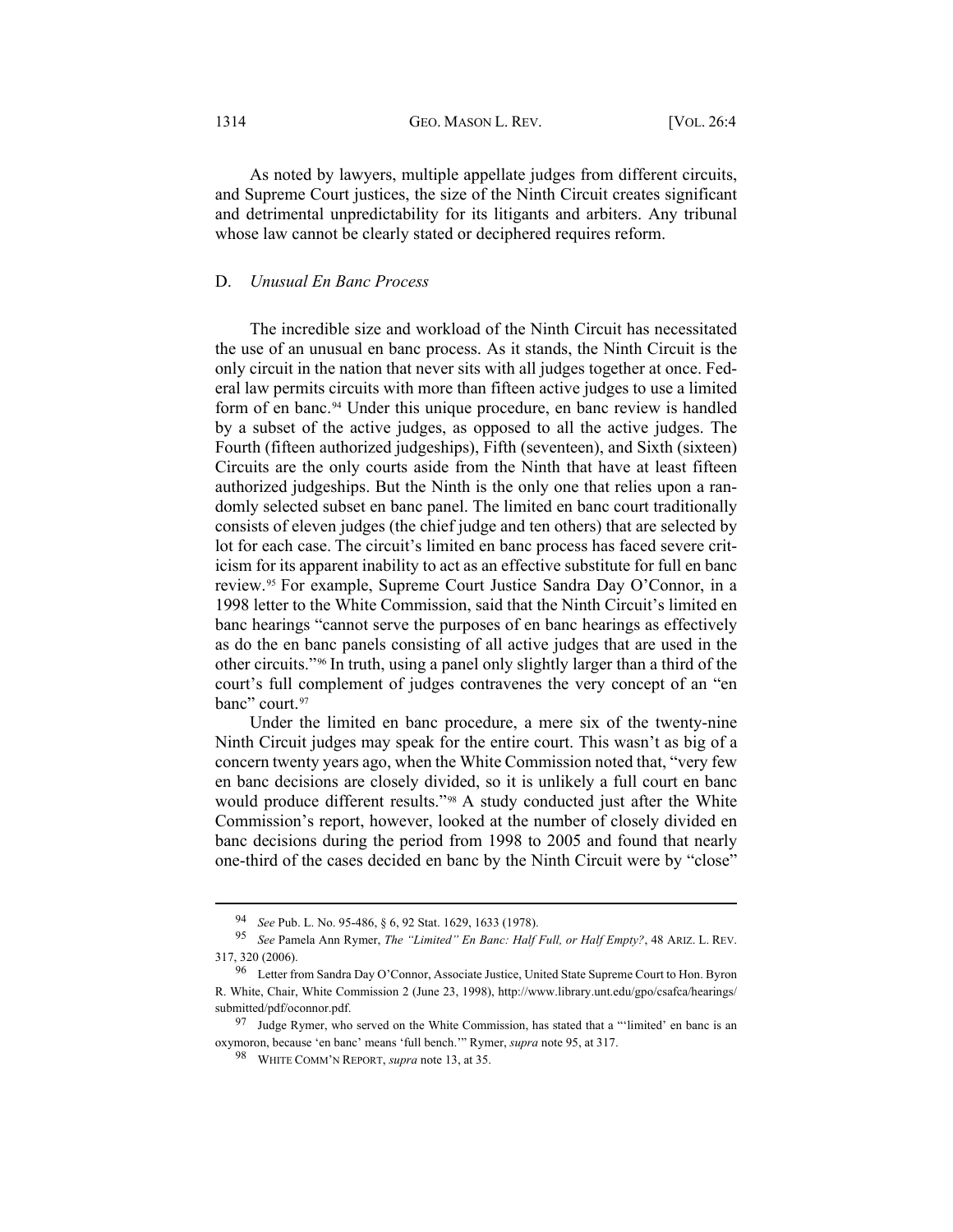As noted by lawyers, multiple appellate judges from different circuits, and Supreme Court justices, the size of the Ninth Circuit creates significant and detrimental unpredictability for its litigants and arbiters. Any tribunal whose law cannot be clearly stated or deciphered requires reform.

### D. *Unusual En Banc Process*

The incredible size and workload of the Ninth Circuit has necessitated the use of an unusual en banc process. As it stands, the Ninth Circuit is the only circuit in the nation that never sits with all judges together at once. Federal law permits circuits with more than fifteen active judges to use a limited form of en banc.[94] Under this unique procedure, en banc review is handled by a subset of the active judges, as opposed to all the active judges. The Fourth (fifteen authorized judgeships), Fifth (seventeen), and Sixth (sixteen) Circuits are the only courts aside from the Ninth that have at least fifteen authorized judgeships. But the Ninth is the only one that relies upon a randomly selected subset en banc panel. The limited en banc court traditionally consists of eleven judges (the chief judge and ten others) that are selected by lot for each case. The circuit's limited en banc process has faced severe criticism for its apparent inability to act as an effective substitute for full en banc review.[95] For example, Supreme Court Justice Sandra Day O'Connor, in a 1998 letter to the White Commission, said that the Ninth Circuit's limited en banc hearings "cannot serve the purposes of en banc hearings as effectively as do the en banc panels consisting of all active judges that are used in the other circuits."[96] In truth, using a panel only slightly larger than a third of the court's full complement of judges contravenes the very concept of an "en banc" court.[97]

Under the limited en banc procedure, a mere six of the twenty-nine Ninth Circuit judges may speak for the entire court. This wasn't as big of a concern twenty years ago, when the White Commission noted that, "very few en banc decisions are closely divided, so it is unlikely a full court en banc would produce different results."[98] A study conducted just after the White Commission's report, however, looked at the number of closely divided en banc decisions during the period from 1998 to 2005 and found that nearly one-third of the cases decided en banc by the Ninth Circuit were by "close"

---

[94] *See* Pub. L. No. 95-486, § 6, 92 Stat. 1629, 1633 (1978).

[95] *See* Pamela Ann Rymer, *The "Limited" En Banc: Half Full, or Half Empty?*, 48 ARIZ. L. REV. 317, 320 (2006).

[96] Letter from Sandra Day O'Connor, Associate Justice, United State Supreme Court to Hon. Byron R. White, Chair, White Commission 2 (June 23, 1998), http://www.library.unt.edu/gpo/csafca/hearings/submitted/pdf/oconnor.pdf.

[97] Judge Rymer, who served on the White Commission, has stated that a "'limited' en banc is an oxymoron, because 'en banc' means 'full bench.'" Rymer, *supra* note 95, at 317.

[98] WHITE COMM'N REPORT, *supra* note 13, at 35.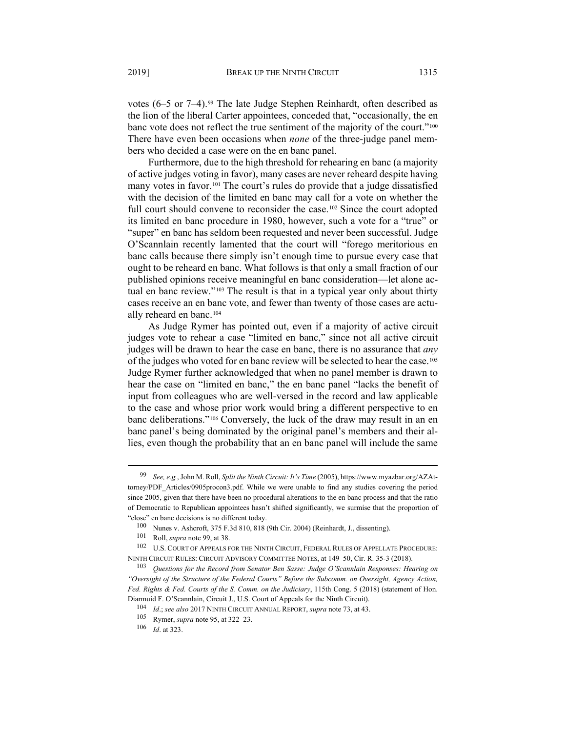votes (6–5 or 7–4).[99] The late Judge Stephen Reinhardt, often described as the lion of the liberal Carter appointees, conceded that, "occasionally, the en banc vote does not reflect the true sentiment of the majority of the court."[100] There have even been occasions when *none* of the three-judge panel members who decided a case were on the en banc panel.

Furthermore, due to the high threshold for rehearing en banc (a majority of active judges voting in favor), many cases are never reheard despite having many votes in favor.[101] The court's rules do provide that a judge dissatisfied with the decision of the limited en banc may call for a vote on whether the full court should convene to reconsider the case.[102] Since the court adopted its limited en banc procedure in 1980, however, such a vote for a "true" or "super" en banc has seldom been requested and never been successful. Judge O'Scannlain recently lamented that the court will "forego meritorious en banc calls because there simply isn't enough time to pursue every case that ought to be reheard en banc. What follows is that only a small fraction of our published opinions receive meaningful en banc consideration—let alone actual en banc review."[103] The result is that in a typical year only about thirty cases receive an en banc vote, and fewer than twenty of those cases are actually reheard en banc.[104]

As Judge Rymer has pointed out, even if a majority of active circuit judges vote to rehear a case "limited en banc," since not all active circuit judges will be drawn to hear the case en banc, there is no assurance that *any* of the judges who voted for en banc review will be selected to hear the case.[105] Judge Rymer further acknowledged that when no panel member is drawn to hear the case on "limited en banc," the en banc panel "lacks the benefit of input from colleagues who are well-versed in the record and law applicable to the case and whose prior work would bring a different perspective to en banc deliberations."[106] Conversely, the luck of the draw may result in an en banc panel's being dominated by the original panel's members and their allies, even though the probability that an en banc panel will include the same

---

[99] *See, e.g.*, John M. Roll, *Split the Ninth Circuit: It's Time* (2005), https://www.myazbar.org/AZAttorney/PDF_Articles/0905procon3.pdf. While we were unable to find any studies covering the period since 2005, given that there have been no procedural alterations to the en banc process and that the ratio of Democratic to Republican appointees hasn't shifted significantly, we surmise that the proportion of "close" en banc decisions is no different today.

[100] Nunes v. Ashcroft, 375 F.3d 810, 818 (9th Cir. 2004) (Reinhardt, J., dissenting).

[101] Roll, *supra* note 99, at 38.

[102] U.S. COURT OF APPEALS FOR THE NINTH CIRCUIT, FEDERAL RULES OF APPELLATE PROCEDURE: NINTH CIRCUIT RULES: CIRCUIT ADVISORY COMMITTEE NOTES, at 149–50, Cir. R. 35-3 (2018).

[103] *Questions for the Record from Senator Ben Sasse: Judge O'Scannlain Responses: Hearing on "Oversight of the Structure of the Federal Courts" Before the Subcomm. on Oversight, Agency Action, Fed. Rights & Fed. Courts of the S. Comm. on the Judiciary*, 115th Cong. 5 (2018) (statement of Hon. Diarmuid F. O'Scannlain, Circuit J., U.S. Court of Appeals for the Ninth Circuit).

[104] *Id.*; *see also* 2017 NINTH CIRCUIT ANNUAL REPORT, *supra* note 73, at 43.

[105] Rymer, *supra* note 95, at 322–23.

[106] *Id*. at 323.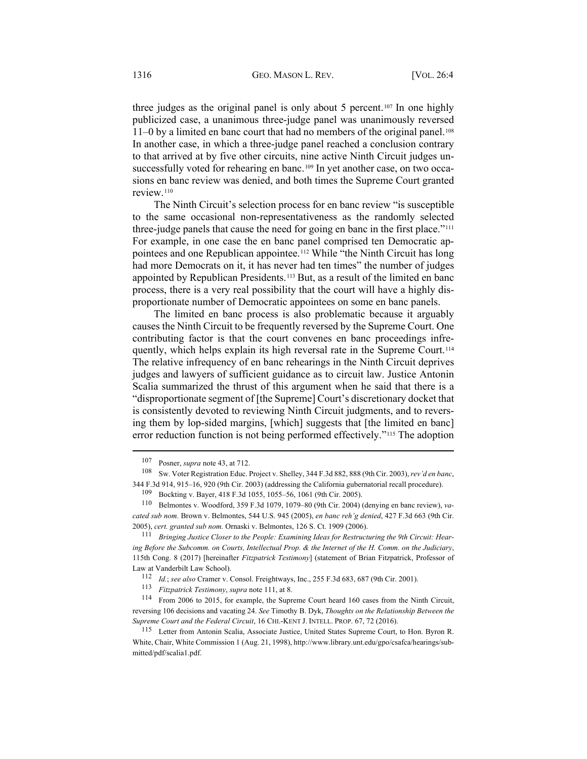three judges as the original panel is only about 5 percent.[107] In one highly publicized case, a unanimous three-judge panel was unanimously reversed 11–0 by a limited en banc court that had no members of the original panel.[108] In another case, in which a three-judge panel reached a conclusion contrary to that arrived at by five other circuits, nine active Ninth Circuit judges unsuccessfully voted for rehearing en banc.[109] In yet another case, on two occasions en banc review was denied, and both times the Supreme Court granted review.[110]

The Ninth Circuit's selection process for en banc review "is susceptible to the same occasional non-representativeness as the randomly selected three-judge panels that cause the need for going en banc in the first place."[111] For example, in one case the en banc panel comprised ten Democratic appointees and one Republican appointee.[112] While "the Ninth Circuit has long had more Democrats on it, it has never had ten times" the number of judges appointed by Republican Presidents.[113] But, as a result of the limited en banc process, there is a very real possibility that the court will have a highly disproportionate number of Democratic appointees on some en banc panels.

The limited en banc process is also problematic because it arguably causes the Ninth Circuit to be frequently reversed by the Supreme Court. One contributing factor is that the court convenes en banc proceedings infrequently, which helps explain its high reversal rate in the Supreme Court.[114] The relative infrequency of en banc rehearings in the Ninth Circuit deprives judges and lawyers of sufficient guidance as to circuit law. Justice Antonin Scalia summarized the thrust of this argument when he said that there is a "disproportionate segment of [the Supreme] Court's discretionary docket that is consistently devoted to reviewing Ninth Circuit judgments, and to reversing them by lop-sided margins, [which] suggests that [the limited en banc] error reduction function is not being performed effectively."[115] The adoption

---

[107] Posner, *supra* note 43, at 712.

[108] Sw. Voter Registration Educ. Project v. Shelley, 344 F.3d 882, 888 (9th Cir. 2003), *rev'd en banc*, 344 F.3d 914, 915–16, 920 (9th Cir. 2003) (addressing the California gubernatorial recall procedure).

[109] Bockting v. Bayer, 418 F.3d 1055, 1055–56, 1061 (9th Cir. 2005).

[110] Belmontes v. Woodford, 359 F.3d 1079, 1079–80 (9th Cir. 2004) (denying en banc review), *vacated sub nom.* Brown v. Belmontes, 544 U.S. 945 (2005), *en banc reh'g denied*, 427 F.3d 663 (9th Cir. 2005), *cert. granted sub nom.* Ornaski v. Belmontes, 126 S. Ct. 1909 (2006).

[111] *Bringing Justice Closer to the People: Examining Ideas for Restructuring the 9th Circuit: Hearing Before the Subcomm. on Courts, Intellectual Prop. & the Internet of the H. Comm. on the Judiciary*, 115th Cong. 8 (2017) [hereinafter *Fitzpatrick Testimony*] (statement of Brian Fitzpatrick, Professor of Law at Vanderbilt Law School).

[112] *Id.*; *see also* Cramer v. Consol. Freightways, Inc., 255 F.3d 683, 687 (9th Cir. 2001).

[113] *Fitzpatrick Testimony*, *supra* note 111, at 8.

[114] From 2006 to 2015, for example, the Supreme Court heard 160 cases from the Ninth Circuit, reversing 106 decisions and vacating 24. *See* Timothy B. Dyk, *Thoughts on the Relationship Between the Supreme Court and the Federal Circuit*, 16 CHI.-KENT J. INTELL. PROP. 67, 72 (2016).

[115] Letter from Antonin Scalia, Associate Justice, United States Supreme Court, to Hon. Byron R. White, Chair, White Commission 1 (Aug. 21, 1998), http://www.library.unt.edu/gpo/csafca/hearings/submitted/pdf/scalia1.pdf.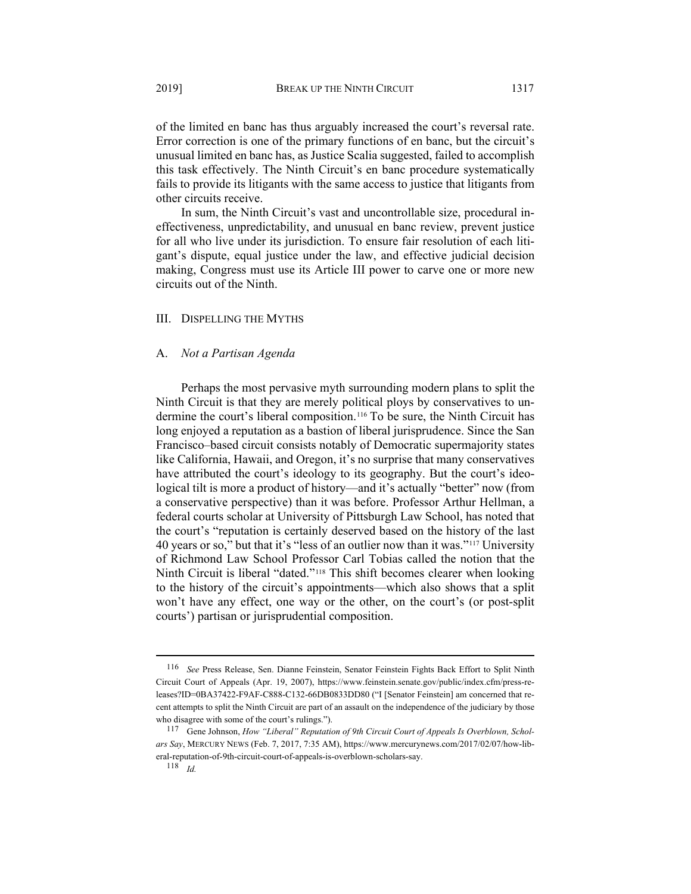of the limited en banc has thus arguably increased the court's reversal rate. Error correction is one of the primary functions of en banc, but the circuit's unusual limited en banc has, as Justice Scalia suggested, failed to accomplish this task effectively. The Ninth Circuit's en banc procedure systematically fails to provide its litigants with the same access to justice that litigants from other circuits receive.

In sum, the Ninth Circuit's vast and uncontrollable size, procedural ineffectiveness, unpredictability, and unusual en banc review, prevent justice for all who live under its jurisdiction. To ensure fair resolution of each litigant's dispute, equal justice under the law, and effective judicial decision making, Congress must use its Article III power to carve one or more new circuits out of the Ninth.

## III. Dispelling the Myths

### A. *Not a Partisan Agenda*

Perhaps the most pervasive myth surrounding modern plans to split the Ninth Circuit is that they are merely political ploys by conservatives to undermine the court's liberal composition.[116] To be sure, the Ninth Circuit has long enjoyed a reputation as a bastion of liberal jurisprudence. Since the San Francisco–based circuit consists notably of Democratic supermajority states like California, Hawaii, and Oregon, it's no surprise that many conservatives have attributed the court's ideology to its geography. But the court's ideological tilt is more a product of history—and it's actually "better" now (from a conservative perspective) than it was before. Professor Arthur Hellman, a federal courts scholar at University of Pittsburgh Law School, has noted that the court's "reputation is certainly deserved based on the history of the last 40 years or so," but that it's "less of an outlier now than it was."[117] University of Richmond Law School Professor Carl Tobias called the notion that the Ninth Circuit is liberal "dated."[118] This shift becomes clearer when looking to the history of the circuit's appointments—which also shows that a split won't have any effect, one way or the other, on the court's (or post-split courts') partisan or jurisprudential composition.

---

116 *See* Press Release, Sen. Dianne Feinstein, Senator Feinstein Fights Back Effort to Split Ninth Circuit Court of Appeals (Apr. 19, 2007), https://www.feinstein.senate.gov/public/index.cfm/press-releases?ID=0BA37422-F9AF-C888-C132-66DB0833DD80 ("I [Senator Feinstein] am concerned that recent attempts to split the Ninth Circuit are part of an assault on the independence of the judiciary by those who disagree with some of the court's rulings.").

117 Gene Johnson, *How "Liberal" Reputation of 9th Circuit Court of Appeals Is Overblown, Scholars Say*, MERCURY NEWS (Feb. 7, 2017, 7:35 AM), https://www.mercurynews.com/2017/02/07/how-liberal-reputation-of-9th-circuit-court-of-appeals-is-overblown-scholars-say.

118 *Id.*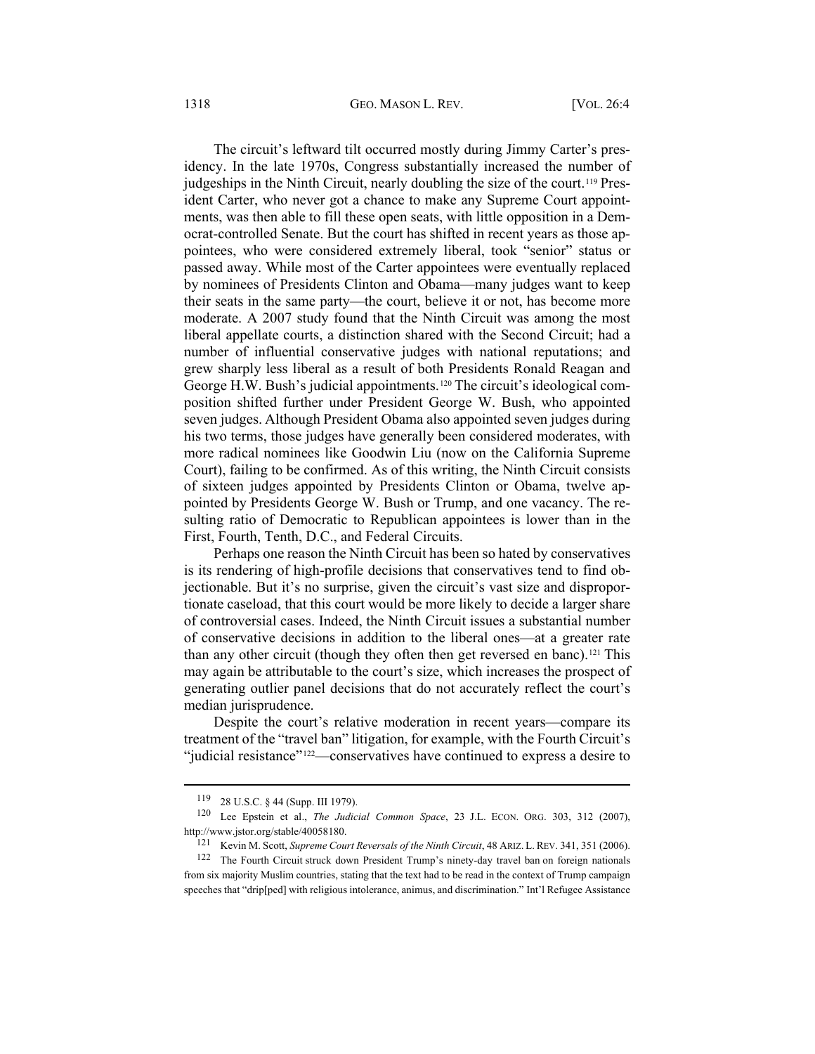The circuit's leftward tilt occurred mostly during Jimmy Carter's presidency. In the late 1970s, Congress substantially increased the number of judgeships in the Ninth Circuit, nearly doubling the size of the court.[119] President Carter, who never got a chance to make any Supreme Court appointments, was then able to fill these open seats, with little opposition in a Democrat-controlled Senate. But the court has shifted in recent years as those appointees, who were considered extremely liberal, took "senior" status or passed away. While most of the Carter appointees were eventually replaced by nominees of Presidents Clinton and Obama—many judges want to keep their seats in the same party—the court, believe it or not, has become more moderate. A 2007 study found that the Ninth Circuit was among the most liberal appellate courts, a distinction shared with the Second Circuit; had a number of influential conservative judges with national reputations; and grew sharply less liberal as a result of both Presidents Ronald Reagan and George H.W. Bush's judicial appointments.[120] The circuit's ideological composition shifted further under President George W. Bush, who appointed seven judges. Although President Obama also appointed seven judges during his two terms, those judges have generally been considered moderates, with more radical nominees like Goodwin Liu (now on the California Supreme Court), failing to be confirmed. As of this writing, the Ninth Circuit consists of sixteen judges appointed by Presidents Clinton or Obama, twelve appointed by Presidents George W. Bush or Trump, and one vacancy. The resulting ratio of Democratic to Republican appointees is lower than in the First, Fourth, Tenth, D.C., and Federal Circuits.

Perhaps one reason the Ninth Circuit has been so hated by conservatives is its rendering of high-profile decisions that conservatives tend to find objectionable. But it's no surprise, given the circuit's vast size and disproportionate caseload, that this court would be more likely to decide a larger share of controversial cases. Indeed, the Ninth Circuit issues a substantial number of conservative decisions in addition to the liberal ones—at a greater rate than any other circuit (though they often then get reversed en banc).[121] This may again be attributable to the court's size, which increases the prospect of generating outlier panel decisions that do not accurately reflect the court's median jurisprudence.

Despite the court's relative moderation in recent years—compare its treatment of the "travel ban" litigation, for example, with the Fourth Circuit's "judicial resistance"[122]—conservatives have continued to express a desire to

---

[119] 28 U.S.C. § 44 (Supp. III 1979).

[120] Lee Epstein et al., *The Judicial Common Space*, 23 J.L. ECON. ORG. 303, 312 (2007), http://www.jstor.org/stable/40058180.

[121] Kevin M. Scott, *Supreme Court Reversals of the Ninth Circuit*, 48 ARIZ. L. REV. 341, 351 (2006).

[122] The Fourth Circuit struck down President Trump's ninety-day travel ban on foreign nationals from six majority Muslim countries, stating that the text had to be read in the context of Trump campaign speeches that "drip[ped] with religious intolerance, animus, and discrimination." Int'l Refugee Assistance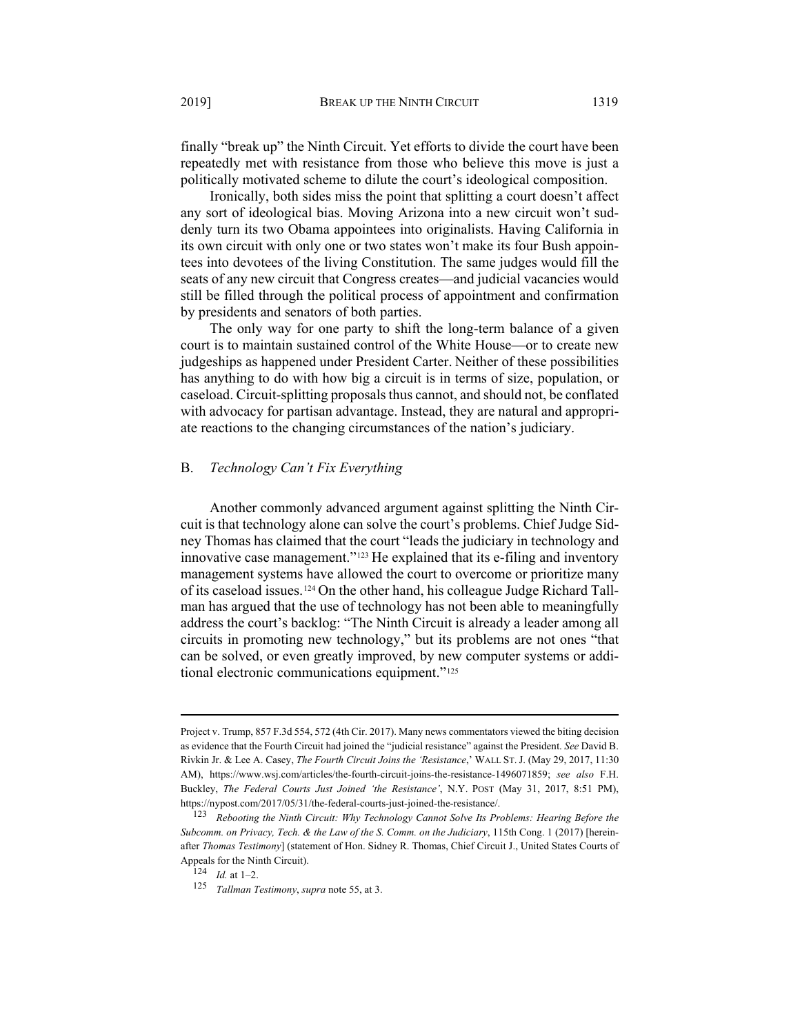finally "break up" the Ninth Circuit. Yet efforts to divide the court have been repeatedly met with resistance from those who believe this move is just a politically motivated scheme to dilute the court's ideological composition.

Ironically, both sides miss the point that splitting a court doesn't affect any sort of ideological bias. Moving Arizona into a new circuit won't suddenly turn its two Obama appointees into originalists. Having California in its own circuit with only one or two states won't make its four Bush appointees into devotees of the living Constitution. The same judges would fill the seats of any new circuit that Congress creates—and judicial vacancies would still be filled through the political process of appointment and confirmation by presidents and senators of both parties.

The only way for one party to shift the long-term balance of a given court is to maintain sustained control of the White House—or to create new judgeships as happened under President Carter. Neither of these possibilities has anything to do with how big a circuit is in terms of size, population, or caseload. Circuit-splitting proposals thus cannot, and should not, be conflated with advocacy for partisan advantage. Instead, they are natural and appropriate reactions to the changing circumstances of the nation's judiciary.

## B. *Technology Can't Fix Everything*

Another commonly advanced argument against splitting the Ninth Circuit is that technology alone can solve the court's problems. Chief Judge Sidney Thomas has claimed that the court "leads the judiciary in technology and innovative case management."[123] He explained that its e-filing and inventory management systems have allowed the court to overcome or prioritize many of its caseload issues.[124] On the other hand, his colleague Judge Richard Tallman has argued that the use of technology has not been able to meaningfully address the court's backlog: "The Ninth Circuit is already a leader among all circuits in promoting new technology," but its problems are not ones "that can be solved, or even greatly improved, by new computer systems or additional electronic communications equipment."[125]

---

Project v. Trump, 857 F.3d 554, 572 (4th Cir. 2017). Many news commentators viewed the biting decision as evidence that the Fourth Circuit had joined the "judicial resistance" against the President. *See* David B. Rivkin Jr. & Lee A. Casey, *The Fourth Circuit Joins the 'Resistance*,' WALL ST. J. (May 29, 2017, 11:30 AM), https://www.wsj.com/articles/the-fourth-circuit-joins-the-resistance-1496071859; *see also* F.H. Buckley, *The Federal Courts Just Joined 'the Resistance'*, N.Y. POST (May 31, 2017, 8:51 PM), https://nypost.com/2017/05/31/the-federal-courts-just-joined-the-resistance/.

[123] *Rebooting the Ninth Circuit: Why Technology Cannot Solve Its Problems: Hearing Before the Subcomm. on Privacy, Tech. & the Law of the S. Comm. on the Judiciary*, 115th Cong. 1 (2017) [hereinafter *Thomas Testimony*] (statement of Hon. Sidney R. Thomas, Chief Circuit J., United States Courts of Appeals for the Ninth Circuit).

[124] *Id.* at 1–2.

[125] *Tallman Testimony*, *supra* note 55, at 3.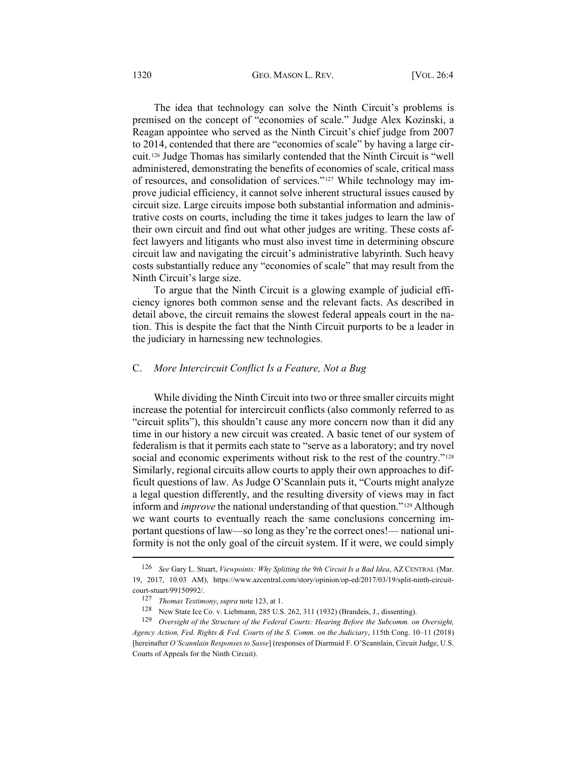The idea that technology can solve the Ninth Circuit's problems is premised on the concept of "economies of scale." Judge Alex Kozinski, a Reagan appointee who served as the Ninth Circuit's chief judge from 2007 to 2014, contended that there are "economies of scale" by having a large circuit.[126] Judge Thomas has similarly contended that the Ninth Circuit is "well administered, demonstrating the benefits of economies of scale, critical mass of resources, and consolidation of services."[127] While technology may improve judicial efficiency, it cannot solve inherent structural issues caused by circuit size. Large circuits impose both substantial information and administrative costs on courts, including the time it takes judges to learn the law of their own circuit and find out what other judges are writing. These costs affect lawyers and litigants who must also invest time in determining obscure circuit law and navigating the circuit's administrative labyrinth. Such heavy costs substantially reduce any "economies of scale" that may result from the Ninth Circuit's large size.

To argue that the Ninth Circuit is a glowing example of judicial efficiency ignores both common sense and the relevant facts. As described in detail above, the circuit remains the slowest federal appeals court in the nation. This is despite the fact that the Ninth Circuit purports to be a leader in the judiciary in harnessing new technologies.

### C. *More Intercircuit Conflict Is a Feature, Not a Bug*

While dividing the Ninth Circuit into two or three smaller circuits might increase the potential for intercircuit conflicts (also commonly referred to as "circuit splits"), this shouldn't cause any more concern now than it did any time in our history a new circuit was created. A basic tenet of our system of federalism is that it permits each state to "serve as a laboratory; and try novel social and economic experiments without risk to the rest of the country."[128] Similarly, regional circuits allow courts to apply their own approaches to difficult questions of law. As Judge O'Scannlain puts it, "Courts might analyze a legal question differently, and the resulting diversity of views may in fact inform and *improve* the national understanding of that question."[129] Although we want courts to eventually reach the same conclusions concerning important questions of law—so long as they're the correct ones!— national uniformity is not the only goal of the circuit system. If it were, we could simply

---

[126] *See* Gary L. Stuart, *Viewpoints: Why Splitting the 9th Circuit Is a Bad Idea*, AZ CENTRAL (Mar. 19, 2017, 10:03 AM), https://www.azcentral.com/story/opinion/op-ed/2017/03/19/split-ninth-circuit-court-stuart/99150992/.

[127] *Thomas Testimony*, *supra* note 123, at 1.

[128] New State Ice Co. v. Liebmann, 285 U.S. 262, 311 (1932) (Brandeis, J., dissenting).

[129] *Oversight of the Structure of the Federal Courts: Hearing Before the Subcomm. on Oversight, Agency Action, Fed. Rights & Fed. Courts of the S. Comm. on the Judiciary*, 115th Cong. 10–11 (2018) [hereinafter *O'Scannlain Responses to Sasse*] (responses of Diarmuid F. O'Scannlain, Circuit Judge, U.S. Courts of Appeals for the Ninth Circuit).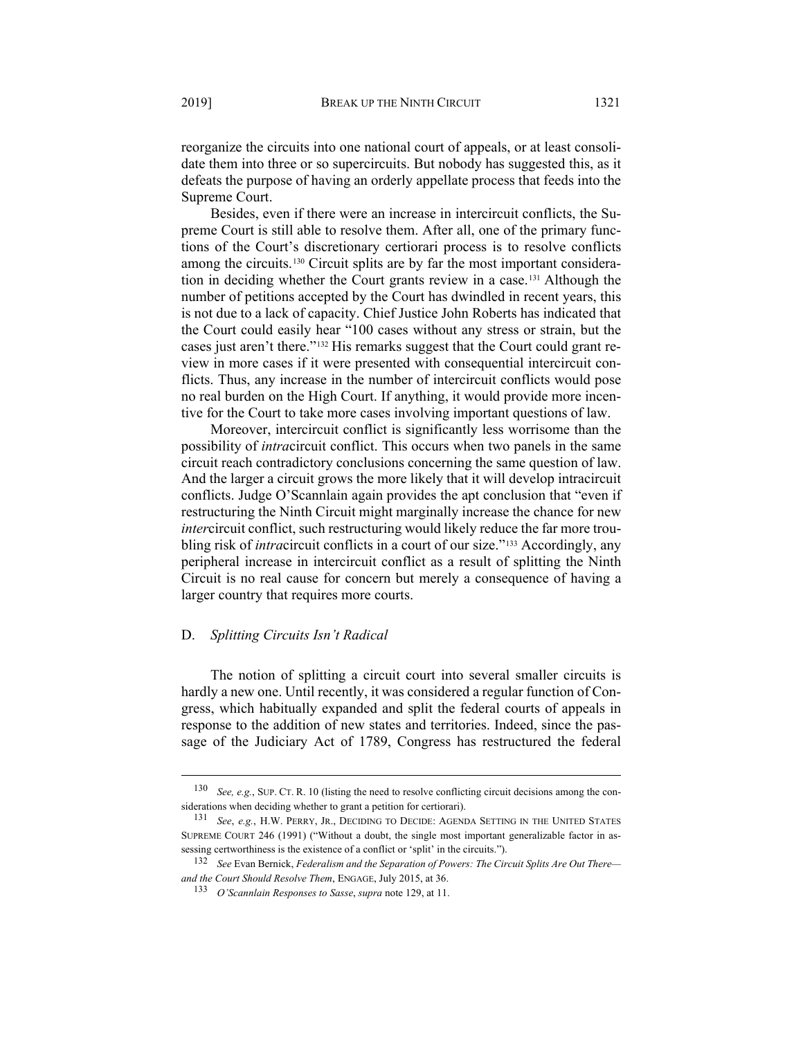reorganize the circuits into one national court of appeals, or at least consolidate them into three or so supercircuits. But nobody has suggested this, as it defeats the purpose of having an orderly appellate process that feeds into the Supreme Court.

Besides, even if there were an increase in intercircuit conflicts, the Supreme Court is still able to resolve them. After all, one of the primary functions of the Court's discretionary certiorari process is to resolve conflicts among the circuits.[130] Circuit splits are by far the most important consideration in deciding whether the Court grants review in a case.[131] Although the number of petitions accepted by the Court has dwindled in recent years, this is not due to a lack of capacity. Chief Justice John Roberts has indicated that the Court could easily hear "100 cases without any stress or strain, but the cases just aren't there."[132] His remarks suggest that the Court could grant review in more cases if it were presented with consequential intercircuit conflicts. Thus, any increase in the number of intercircuit conflicts would pose no real burden on the High Court. If anything, it would provide more incentive for the Court to take more cases involving important questions of law.

Moreover, intercircuit conflict is significantly less worrisome than the possibility of *intra*circuit conflict. This occurs when two panels in the same circuit reach contradictory conclusions concerning the same question of law. And the larger a circuit grows the more likely that it will develop intracircuit conflicts. Judge O'Scannlain again provides the apt conclusion that "even if restructuring the Ninth Circuit might marginally increase the chance for new *inter*circuit conflict, such restructuring would likely reduce the far more troubling risk of *intra*circuit conflicts in a court of our size."[133] Accordingly, any peripheral increase in intercircuit conflict as a result of splitting the Ninth Circuit is no real cause for concern but merely a consequence of having a larger country that requires more courts.

### D. *Splitting Circuits Isn't Radical*

The notion of splitting a circuit court into several smaller circuits is hardly a new one. Until recently, it was considered a regular function of Congress, which habitually expanded and split the federal courts of appeals in response to the addition of new states and territories. Indeed, since the passage of the Judiciary Act of 1789, Congress has restructured the federal

---

130 *See, e.g.*, SUP. CT. R. 10 (listing the need to resolve conflicting circuit decisions among the considerations when deciding whether to grant a petition for certiorari).

131 *See*, *e.g.*, H.W. PERRY, JR., DECIDING TO DECIDE: AGENDA SETTING IN THE UNITED STATES SUPREME COURT 246 (1991) ("Without a doubt, the single most important generalizable factor in assessing certworthiness is the existence of a conflict or 'split' in the circuits.").

132 *See* Evan Bernick, *Federalism and the Separation of Powers: The Circuit Splits Are Out There—and the Court Should Resolve Them*, ENGAGE, July 2015, at 36.

133 *O'Scannlain Responses to Sasse*, *supra* note 129, at 11.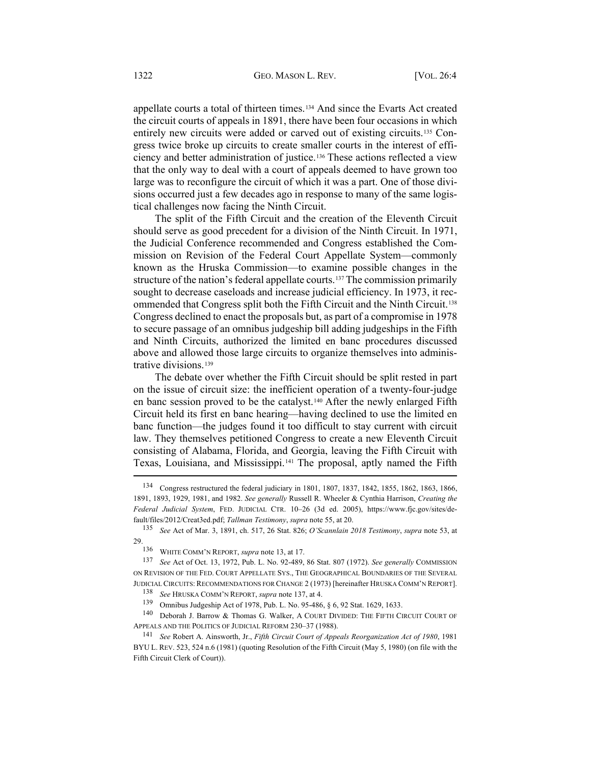appellate courts a total of thirteen times.[134] And since the Evarts Act created the circuit courts of appeals in 1891, there have been four occasions in which entirely new circuits were added or carved out of existing circuits.[135] Congress twice broke up circuits to create smaller courts in the interest of efficiency and better administration of justice.[136] These actions reflected a view that the only way to deal with a court of appeals deemed to have grown too large was to reconfigure the circuit of which it was a part. One of those divisions occurred just a few decades ago in response to many of the same logistical challenges now facing the Ninth Circuit.

The split of the Fifth Circuit and the creation of the Eleventh Circuit should serve as good precedent for a division of the Ninth Circuit. In 1971, the Judicial Conference recommended and Congress established the Commission on Revision of the Federal Court Appellate System—commonly known as the Hruska Commission—to examine possible changes in the structure of the nation's federal appellate courts.[137] The commission primarily sought to decrease caseloads and increase judicial efficiency. In 1973, it recommended that Congress split both the Fifth Circuit and the Ninth Circuit.[138] Congress declined to enact the proposals but, as part of a compromise in 1978 to secure passage of an omnibus judgeship bill adding judgeships in the Fifth and Ninth Circuits, authorized the limited en banc procedures discussed above and allowed those large circuits to organize themselves into administrative divisions.[139]

The debate over whether the Fifth Circuit should be split rested in part on the issue of circuit size: the inefficient operation of a twenty-four-judge en banc session proved to be the catalyst.[140] After the newly enlarged Fifth Circuit held its first en banc hearing—having declined to use the limited en banc function—the judges found it too difficult to stay current with circuit law. They themselves petitioned Congress to create a new Eleventh Circuit consisting of Alabama, Florida, and Georgia, leaving the Fifth Circuit with Texas, Louisiana, and Mississippi.[141] The proposal, aptly named the Fifth

---

[134] Congress restructured the federal judiciary in 1801, 1807, 1837, 1842, 1855, 1862, 1863, 1866, 1891, 1893, 1929, 1981, and 1982. *See generally* Russell R. Wheeler & Cynthia Harrison, *Creating the Federal Judicial System*, FED. JUDICIAL CTR. 10–26 (3d ed. 2005), https://www.fjc.gov/sites/default/files/2012/Creat3ed.pdf; *Tallman Testimony*, *supra* note 55, at 20.

[135] *See* Act of Mar. 3, 1891, ch. 517, 26 Stat. 826; *O'Scannlain 2018 Testimony*, *supra* note 53, at 29.

[136] WHITE COMM'N REPORT, *supra* note 13, at 17.

[137] *See* Act of Oct. 13, 1972, Pub. L. No. 92-489, 86 Stat. 807 (1972). *See generally* COMMISSION ON REVISION OF THE FED. COURT APPELLATE SYS., THE GEOGRAPHICAL BOUNDARIES OF THE SEVERAL JUDICIAL CIRCUITS: RECOMMENDATIONS FOR CHANGE 2 (1973) [hereinafter HRUSKA COMM'N REPORT].

[138] *See* HRUSKA COMM'N REPORT, *supra* note 137, at 4.

[139] Omnibus Judgeship Act of 1978, Pub. L. No. 95-486, § 6, 92 Stat. 1629, 1633.

[140] Deborah J. Barrow & Thomas G. Walker, A COURT DIVIDED: THE FIFTH CIRCUIT COURT OF APPEALS AND THE POLITICS OF JUDICIAL REFORM 230–37 (1988).

[141] *See* Robert A. Ainsworth, Jr., *Fifth Circuit Court of Appeals Reorganization Act of 1980*, 1981 BYU L. REV. 523, 524 n.6 (1981) (quoting Resolution of the Fifth Circuit (May 5, 1980) (on file with the Fifth Circuit Clerk of Court)).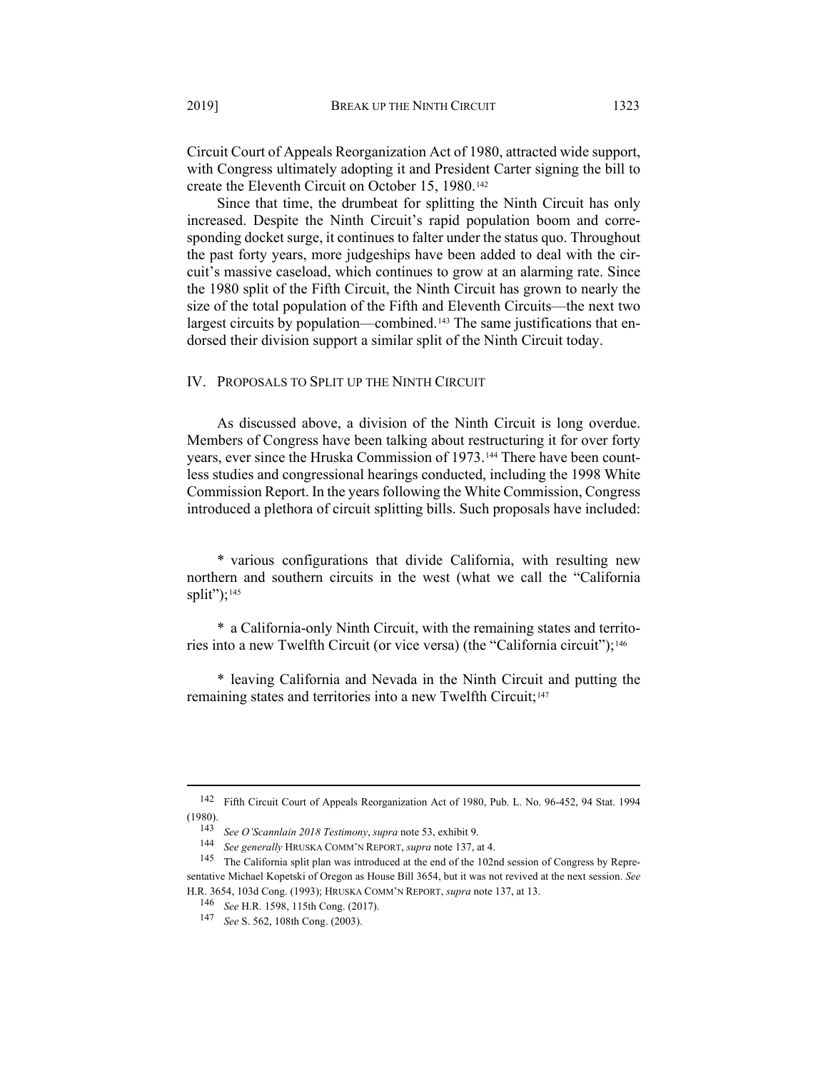Circuit Court of Appeals Reorganization Act of 1980, attracted wide support, with Congress ultimately adopting it and President Carter signing the bill to create the Eleventh Circuit on October 15, 1980.[142]

Since that time, the drumbeat for splitting the Ninth Circuit has only increased. Despite the Ninth Circuit's rapid population boom and corresponding docket surge, it continues to falter under the status quo. Throughout the past forty years, more judgeships have been added to deal with the circuit's massive caseload, which continues to grow at an alarming rate. Since the 1980 split of the Fifth Circuit, the Ninth Circuit has grown to nearly the size of the total population of the Fifth and Eleventh Circuits—the next two largest circuits by population—combined.[143] The same justifications that endorsed their division support a similar split of the Ninth Circuit today.

## IV. PROPOSALS TO SPLIT UP THE NINTH CIRCUIT

As discussed above, a division of the Ninth Circuit is long overdue. Members of Congress have been talking about restructuring it for over forty years, ever since the Hruska Commission of 1973.[144] There have been countless studies and congressional hearings conducted, including the 1998 White Commission Report. In the years following the White Commission, Congress introduced a plethora of circuit splitting bills. Such proposals have included:

* various configurations that divide California, with resulting new northern and southern circuits in the west (what we call the "California split");[145]

* a California-only Ninth Circuit, with the remaining states and territories into a new Twelfth Circuit (or vice versa) (the "California circuit");[146]

* leaving California and Nevada in the Ninth Circuit and putting the remaining states and territories into a new Twelfth Circuit;[147]

---

[142] Fifth Circuit Court of Appeals Reorganization Act of 1980, Pub. L. No. 96-452, 94 Stat. 1994 (1980).

[143] *See O'Scannlain 2018 Testimony*, *supra* note 53, exhibit 9.

[144] *See generally* HRUSKA COMM'N REPORT, *supra* note 137, at 4.

[145] The California split plan was introduced at the end of the 102nd session of Congress by Representative Michael Kopetski of Oregon as House Bill 3654, but it was not revived at the next session. *See* H.R. 3654, 103d Cong. (1993); HRUSKA COMM'N REPORT, *supra* note 137, at 13.

[146] *See* H.R. 1598, 115th Cong. (2017).

[147] *See* S. 562, 108th Cong. (2003).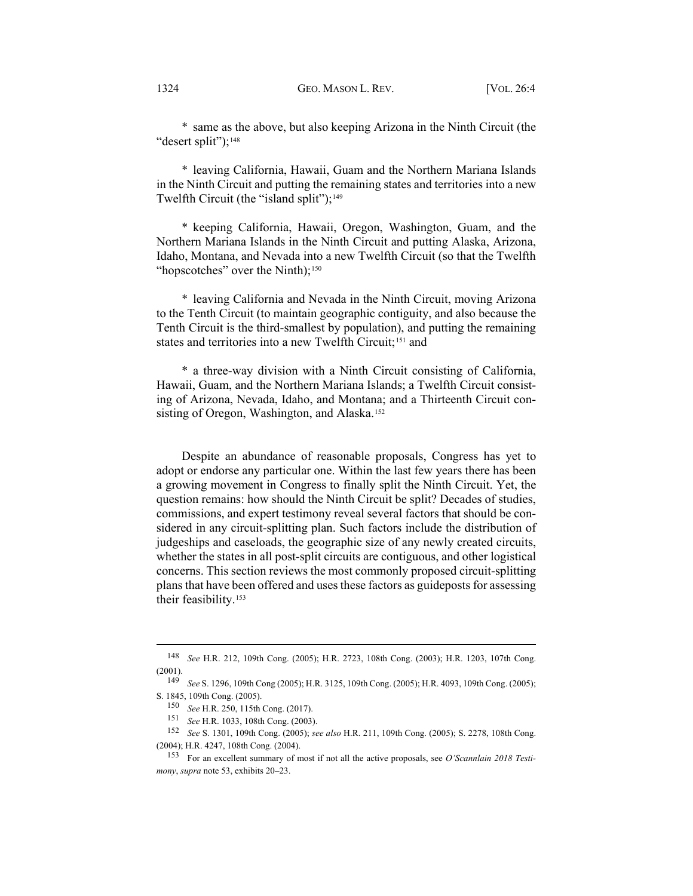* same as the above, but also keeping Arizona in the Ninth Circuit (the "desert split");[148]

* leaving California, Hawaii, Guam and the Northern Mariana Islands in the Ninth Circuit and putting the remaining states and territories into a new Twelfth Circuit (the "island split");[149]

* keeping California, Hawaii, Oregon, Washington, Guam, and the Northern Mariana Islands in the Ninth Circuit and putting Alaska, Arizona, Idaho, Montana, and Nevada into a new Twelfth Circuit (so that the Twelfth "hopscotches" over the Ninth);[150]

* leaving California and Nevada in the Ninth Circuit, moving Arizona to the Tenth Circuit (to maintain geographic contiguity, and also because the Tenth Circuit is the third-smallest by population), and putting the remaining states and territories into a new Twelfth Circuit;[151] and

* a three-way division with a Ninth Circuit consisting of California, Hawaii, Guam, and the Northern Mariana Islands; a Twelfth Circuit consisting of Arizona, Nevada, Idaho, and Montana; and a Thirteenth Circuit consisting of Oregon, Washington, and Alaska.[152]

Despite an abundance of reasonable proposals, Congress has yet to adopt or endorse any particular one. Within the last few years there has been a growing movement in Congress to finally split the Ninth Circuit. Yet, the question remains: how should the Ninth Circuit be split? Decades of studies, commissions, and expert testimony reveal several factors that should be considered in any circuit-splitting plan. Such factors include the distribution of judgeships and caseloads, the geographic size of any newly created circuits, whether the states in all post-split circuits are contiguous, and other logistical concerns. This section reviews the most commonly proposed circuit-splitting plans that have been offered and uses these factors as guideposts for assessing their feasibility.[153]

---

[148] *See* H.R. 212, 109th Cong. (2005); H.R. 2723, 108th Cong. (2003); H.R. 1203, 107th Cong. (2001).

[149] *See* S. 1296, 109th Cong (2005); H.R. 3125, 109th Cong. (2005); H.R. 4093, 109th Cong. (2005); S. 1845, 109th Cong. (2005).

[150] *See* H.R. 250, 115th Cong. (2017).

[151] *See* H.R. 1033, 108th Cong. (2003).

[152] *See* S. 1301, 109th Cong. (2005); *see also* H.R. 211, 109th Cong. (2005); S. 2278, 108th Cong. (2004); H.R. 4247, 108th Cong. (2004).

[153] For an excellent summary of most if not all the active proposals, see *O'Scannlain 2018 Testimony*, *supra* note 53, exhibits 20–23.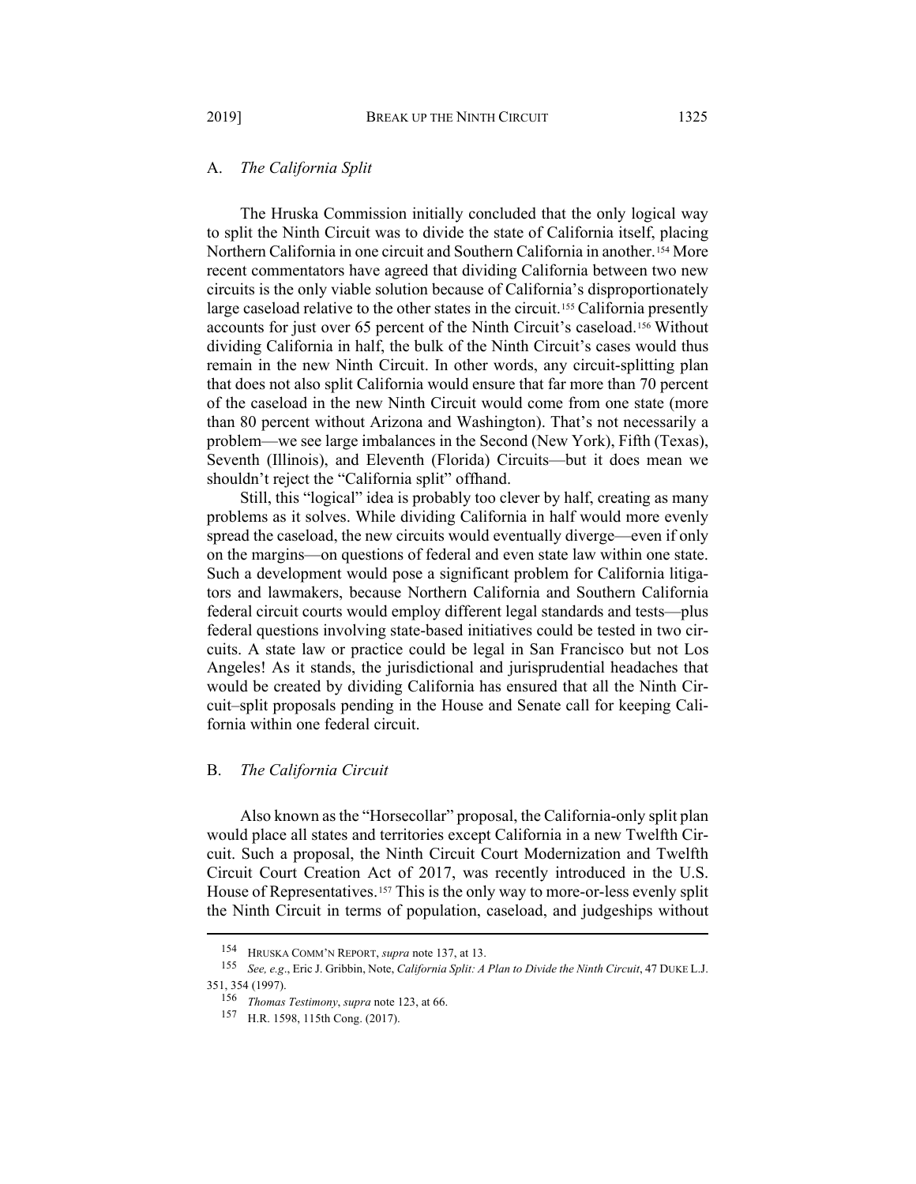## A. *The California Split*

The Hruska Commission initially concluded that the only logical way to split the Ninth Circuit was to divide the state of California itself, placing Northern California in one circuit and Southern California in another.[154] More recent commentators have agreed that dividing California between two new circuits is the only viable solution because of California's disproportionately large caseload relative to the other states in the circuit.[155] California presently accounts for just over 65 percent of the Ninth Circuit's caseload.[156] Without dividing California in half, the bulk of the Ninth Circuit's cases would thus remain in the new Ninth Circuit. In other words, any circuit-splitting plan that does not also split California would ensure that far more than 70 percent of the caseload in the new Ninth Circuit would come from one state (more than 80 percent without Arizona and Washington). That's not necessarily a problem—we see large imbalances in the Second (New York), Fifth (Texas), Seventh (Illinois), and Eleventh (Florida) Circuits—but it does mean we shouldn't reject the "California split" offhand.

Still, this "logical" idea is probably too clever by half, creating as many problems as it solves. While dividing California in half would more evenly spread the caseload, the new circuits would eventually diverge—even if only on the margins—on questions of federal and even state law within one state. Such a development would pose a significant problem for California litigators and lawmakers, because Northern California and Southern California federal circuit courts would employ different legal standards and tests—plus federal questions involving state-based initiatives could be tested in two circuits. A state law or practice could be legal in San Francisco but not Los Angeles! As it stands, the jurisdictional and jurisprudential headaches that would be created by dividing California has ensured that all the Ninth Circuit–split proposals pending in the House and Senate call for keeping California within one federal circuit.

## B. *The California Circuit*

Also known as the "Horsecollar" proposal, the California-only split plan would place all states and territories except California in a new Twelfth Circuit. Such a proposal, the Ninth Circuit Court Modernization and Twelfth Circuit Court Creation Act of 2017, was recently introduced in the U.S. House of Representatives.[157] This is the only way to more-or-less evenly split the Ninth Circuit in terms of population, caseload, and judgeships without

---

[154] HRUSKA COMM'N REPORT, *supra* note 137, at 13.

[155] *See, e.g.*, Eric J. Gribbin, Note, *California Split: A Plan to Divide the Ninth Circuit*, 47 DUKE L.J. 351, 354 (1997).

[156] *Thomas Testimony*, *supra* note 123, at 66.

[157] H.R. 1598, 115th Cong. (2017).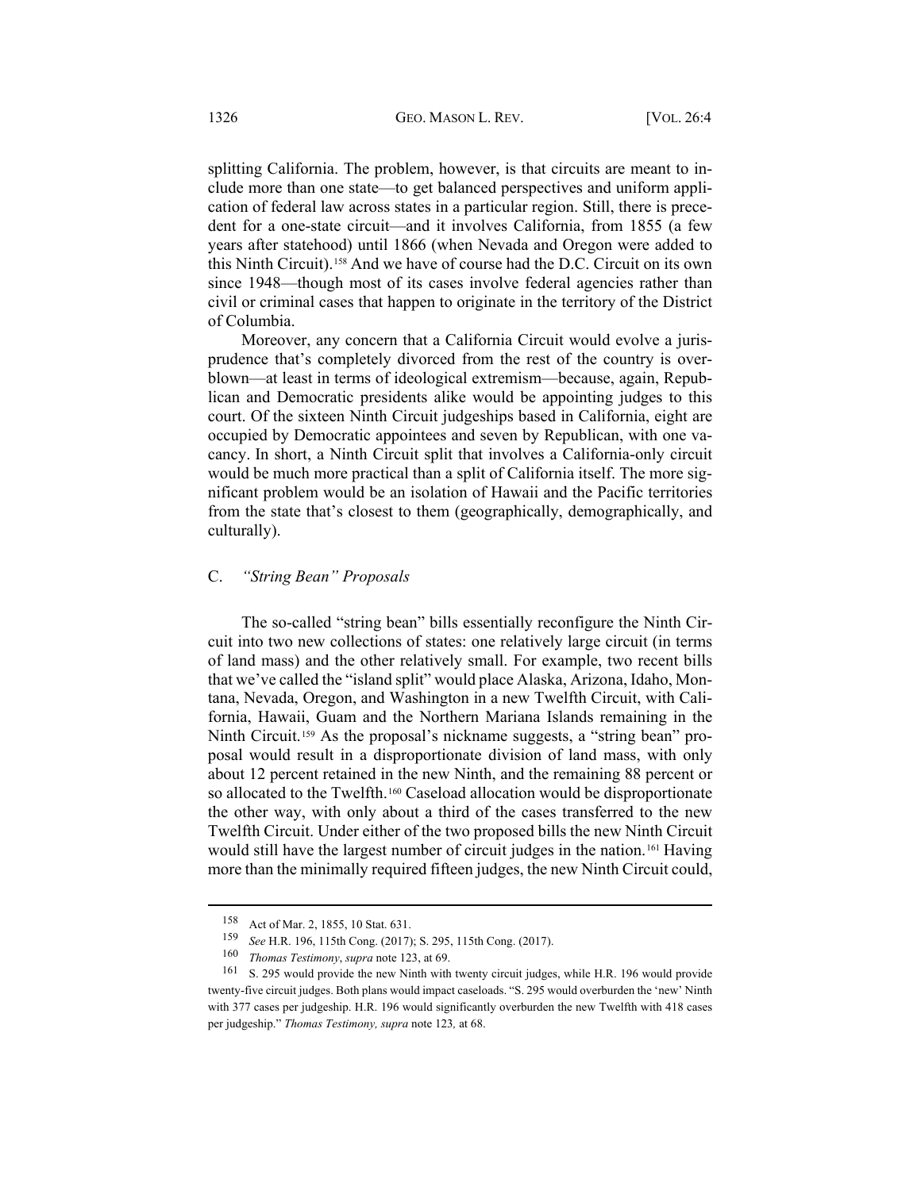splitting California. The problem, however, is that circuits are meant to include more than one state—to get balanced perspectives and uniform application of federal law across states in a particular region. Still, there is precedent for a one-state circuit—and it involves California, from 1855 (a few years after statehood) until 1866 (when Nevada and Oregon were added to this Ninth Circuit).[158] And we have of course had the D.C. Circuit on its own since 1948—though most of its cases involve federal agencies rather than civil or criminal cases that happen to originate in the territory of the District of Columbia.

Moreover, any concern that a California Circuit would evolve a jurisprudence that's completely divorced from the rest of the country is overblown—at least in terms of ideological extremism—because, again, Republican and Democratic presidents alike would be appointing judges to this court. Of the sixteen Ninth Circuit judgeships based in California, eight are occupied by Democratic appointees and seven by Republican, with one vacancy. In short, a Ninth Circuit split that involves a California-only circuit would be much more practical than a split of California itself. The more significant problem would be an isolation of Hawaii and the Pacific territories from the state that's closest to them (geographically, demographically, and culturally).

### C. *"String Bean" Proposals*

The so-called "string bean" bills essentially reconfigure the Ninth Circuit into two new collections of states: one relatively large circuit (in terms of land mass) and the other relatively small. For example, two recent bills that we've called the "island split" would place Alaska, Arizona, Idaho, Montana, Nevada, Oregon, and Washington in a new Twelfth Circuit, with California, Hawaii, Guam and the Northern Mariana Islands remaining in the Ninth Circuit.[159] As the proposal's nickname suggests, a "string bean" proposal would result in a disproportionate division of land mass, with only about 12 percent retained in the new Ninth, and the remaining 88 percent or so allocated to the Twelfth.[160] Caseload allocation would be disproportionate the other way, with only about a third of the cases transferred to the new Twelfth Circuit. Under either of the two proposed bills the new Ninth Circuit would still have the largest number of circuit judges in the nation.[161] Having more than the minimally required fifteen judges, the new Ninth Circuit could,

---

[158] Act of Mar. 2, 1855, 10 Stat. 631.

[159] *See* H.R. 196, 115th Cong. (2017); S. 295, 115th Cong. (2017).

[160] *Thomas Testimony*, *supra* note 123, at 69.

[161] S. 295 would provide the new Ninth with twenty circuit judges, while H.R. 196 would provide twenty-five circuit judges. Both plans would impact caseloads. "S. 295 would overburden the 'new' Ninth with 377 cases per judgeship. H.R. 196 would significantly overburden the new Twelfth with 418 cases per judgeship." *Thomas Testimony, supra* note 123*,* at 68.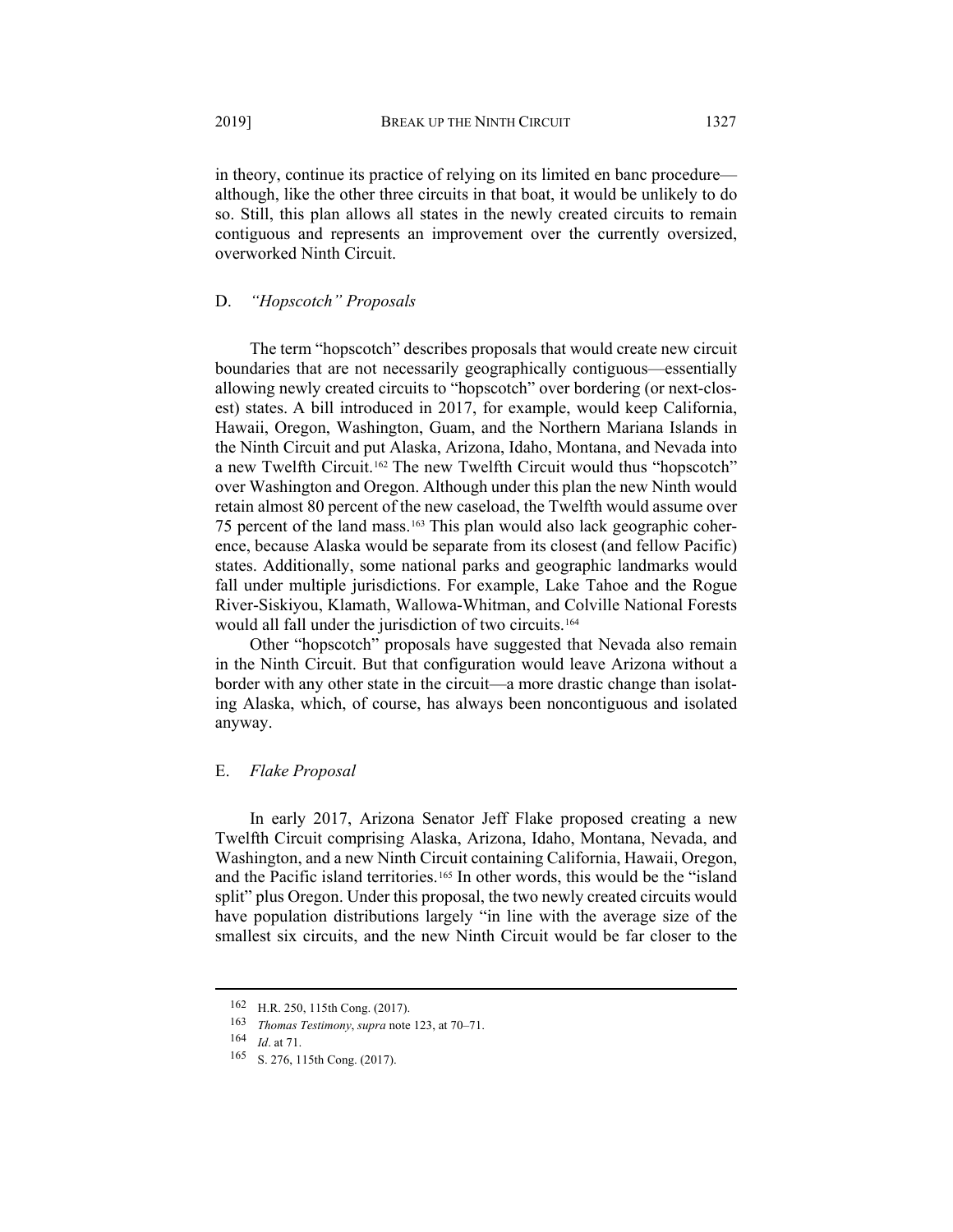in theory, continue its practice of relying on its limited en banc procedure—although, like the other three circuits in that boat, it would be unlikely to do so. Still, this plan allows all states in the newly created circuits to remain contiguous and represents an improvement over the currently oversized, overworked Ninth Circuit.

### D. *"Hopscotch" Proposals*

The term "hopscotch" describes proposals that would create new circuit boundaries that are not necessarily geographically contiguous—essentially allowing newly created circuits to "hopscotch" over bordering (or next-closest) states. A bill introduced in 2017, for example, would keep California, Hawaii, Oregon, Washington, Guam, and the Northern Mariana Islands in the Ninth Circuit and put Alaska, Arizona, Idaho, Montana, and Nevada into a new Twelfth Circuit.[162] The new Twelfth Circuit would thus "hopscotch" over Washington and Oregon. Although under this plan the new Ninth would retain almost 80 percent of the new caseload, the Twelfth would assume over 75 percent of the land mass.[163] This plan would also lack geographic coherence, because Alaska would be separate from its closest (and fellow Pacific) states. Additionally, some national parks and geographic landmarks would fall under multiple jurisdictions. For example, Lake Tahoe and the Rogue River-Siskiyou, Klamath, Wallowa-Whitman, and Colville National Forests would all fall under the jurisdiction of two circuits.[164]

Other "hopscotch" proposals have suggested that Nevada also remain in the Ninth Circuit. But that configuration would leave Arizona without a border with any other state in the circuit—a more drastic change than isolating Alaska, which, of course, has always been noncontiguous and isolated anyway.

### E. *Flake Proposal*

In early 2017, Arizona Senator Jeff Flake proposed creating a new Twelfth Circuit comprising Alaska, Arizona, Idaho, Montana, Nevada, and Washington, and a new Ninth Circuit containing California, Hawaii, Oregon, and the Pacific island territories.[165] In other words, this would be the "island split" plus Oregon. Under this proposal, the two newly created circuits would have population distributions largely "in line with the average size of the smallest six circuits, and the new Ninth Circuit would be far closer to the

---

162 H.R. 250, 115th Cong. (2017).

163 *Thomas Testimony*, *supra* note 123, at 70–71.

164 *Id*. at 71.

165 S. 276, 115th Cong. (2017).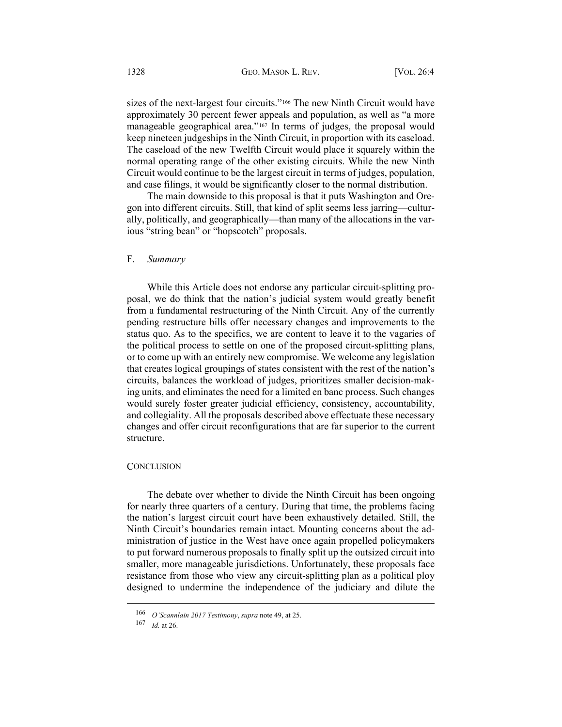sizes of the next-largest four circuits."[166] The new Ninth Circuit would have approximately 30 percent fewer appeals and population, as well as "a more manageable geographical area."[167] In terms of judges, the proposal would keep nineteen judgeships in the Ninth Circuit, in proportion with its caseload. The caseload of the new Twelfth Circuit would place it squarely within the normal operating range of the other existing circuits. While the new Ninth Circuit would continue to be the largest circuit in terms of judges, population, and case filings, it would be significantly closer to the normal distribution.

The main downside to this proposal is that it puts Washington and Oregon into different circuits. Still, that kind of split seems less jarring—culturally, politically, and geographically—than many of the allocations in the various "string bean" or "hopscotch" proposals.

### F. *Summary*

While this Article does not endorse any particular circuit-splitting proposal, we do think that the nation's judicial system would greatly benefit from a fundamental restructuring of the Ninth Circuit. Any of the currently pending restructure bills offer necessary changes and improvements to the status quo. As to the specifics, we are content to leave it to the vagaries of the political process to settle on one of the proposed circuit-splitting plans, or to come up with an entirely new compromise. We welcome any legislation that creates logical groupings of states consistent with the rest of the nation's circuits, balances the workload of judges, prioritizes smaller decision-making units, and eliminates the need for a limited en banc process. Such changes would surely foster greater judicial efficiency, consistency, accountability, and collegiality. All the proposals described above effectuate these necessary changes and offer circuit reconfigurations that are far superior to the current structure.

## CONCLUSION

The debate over whether to divide the Ninth Circuit has been ongoing for nearly three quarters of a century. During that time, the problems facing the nation's largest circuit court have been exhaustively detailed. Still, the Ninth Circuit's boundaries remain intact. Mounting concerns about the administration of justice in the West have once again propelled policymakers to put forward numerous proposals to finally split up the outsized circuit into smaller, more manageable jurisdictions. Unfortunately, these proposals face resistance from those who view any circuit-splitting plan as a political ploy designed to undermine the independence of the judiciary and dilute the

---

[166] *O'Scannlain 2017 Testimony*, *supra* note 49, at 25.

[167] *Id.* at 26.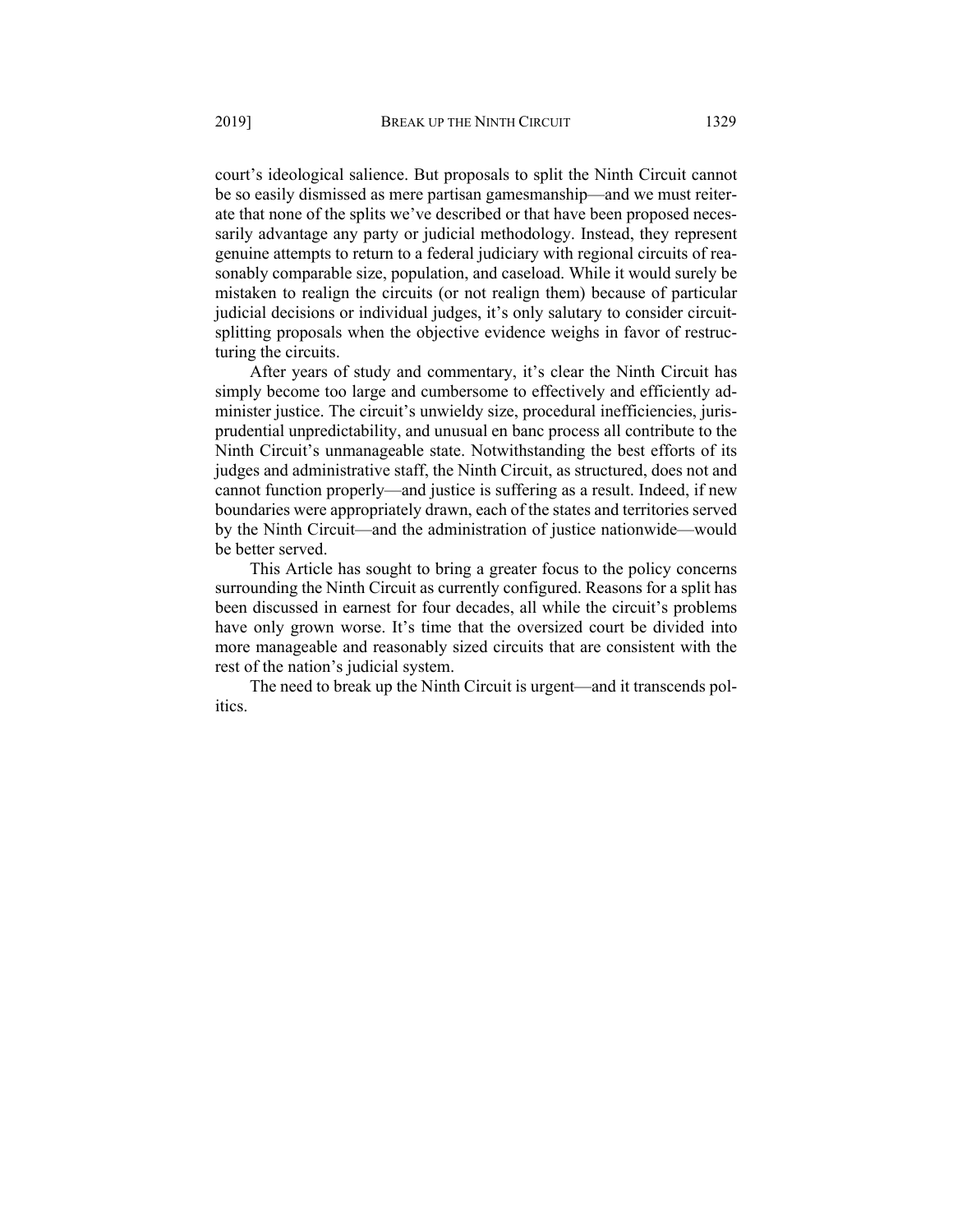court's ideological salience. But proposals to split the Ninth Circuit cannot be so easily dismissed as mere partisan gamesmanship—and we must reiterate that none of the splits we've described or that have been proposed necessarily advantage any party or judicial methodology. Instead, they represent genuine attempts to return to a federal judiciary with regional circuits of reasonably comparable size, population, and caseload. While it would surely be mistaken to realign the circuits (or not realign them) because of particular judicial decisions or individual judges, it's only salutary to consider circuit-splitting proposals when the objective evidence weighs in favor of restructuring the circuits.

After years of study and commentary, it's clear the Ninth Circuit has simply become too large and cumbersome to effectively and efficiently administer justice. The circuit's unwieldy size, procedural inefficiencies, jurisprudential unpredictability, and unusual en banc process all contribute to the Ninth Circuit's unmanageable state. Notwithstanding the best efforts of its judges and administrative staff, the Ninth Circuit, as structured, does not and cannot function properly—and justice is suffering as a result. Indeed, if new boundaries were appropriately drawn, each of the states and territories served by the Ninth Circuit—and the administration of justice nationwide—would be better served.

This Article has sought to bring a greater focus to the policy concerns surrounding the Ninth Circuit as currently configured. Reasons for a split has been discussed in earnest for four decades, all while the circuit's problems have only grown worse. It's time that the oversized court be divided into more manageable and reasonably sized circuits that are consistent with the rest of the nation's judicial system.

The need to break up the Ninth Circuit is urgent—and it transcends politics.